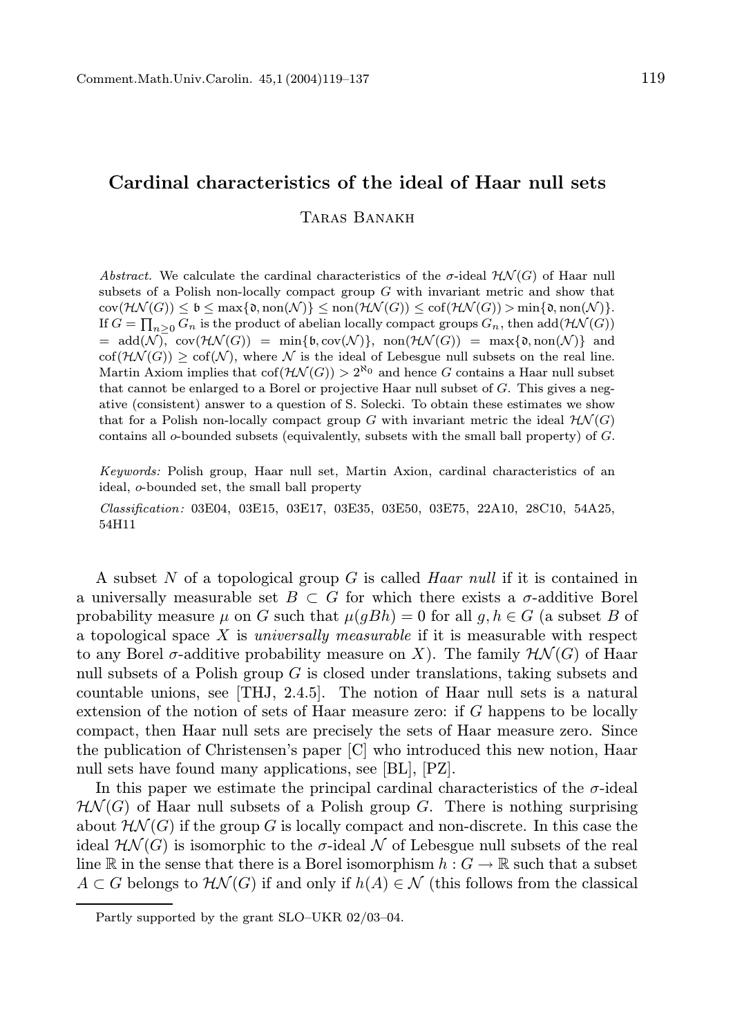# Cardinal characteristics of the ideal of Haar null sets

Taras Banakh

*Abstract.* We calculate the cardinal characteristics of the $\sigma$-ideal $\mathcal{HN}(G)$ of Haar null subsets of a Polish non-locally compact group $G$ with invariant metric and show that $\operatorname{cov}(\mathcal{HN}(G)) \leq \mathfrak{b} \leq \max\{\mathfrak{d}, \operatorname{non}(\mathcal{N})\} \leq \operatorname{non}(\mathcal{HN}(G)) \leq \operatorname{cof}(\mathcal{HN}(G)) > \min\{\mathfrak{d}, \operatorname{non}(\mathcal{N})\}$. If $G = \prod_{n\geq 0} G_n$ is the product of abelian locally compact groups $G_n$, then $\operatorname{add}(\mathcal{HN}(G)) = \operatorname{add}(\mathcal{N})$, $\operatorname{cov}(\mathcal{HN}(G)) = \min\{\mathfrak{b}, \operatorname{cov}(\mathcal{N})\}$, $\operatorname{non}(\mathcal{HN}(G)) = \max\{\mathfrak{d}, \operatorname{non}(\mathcal{N})\}$ and $\operatorname{cof}(\mathcal{HN}(G)) \geq \operatorname{cof}(\mathcal{N})$, where $\mathcal{N}$ is the ideal of Lebesgue null subsets on the real line. Martin Axiom implies that $\operatorname{cof}(\mathcal{HN}(G)) > 2^{\aleph_0}$ and hence $G$ contains a Haar null subset that cannot be enlarged to a Borel or projective Haar null subset of $G$. This gives a negative (consistent) answer to a question of S. Solecki. To obtain these estimates we show that for a Polish non-locally compact group $G$ with invariant metric the ideal $\mathcal{HN}(G)$ contains all $o$-bounded subsets (equivalently, subsets with the small ball property) of $G$.

*Keywords:* Polish group, Haar null set, Martin Axion, cardinal characteristics of an ideal, $o$-bounded set, the small ball property

*Classification:* 03E04, 03E15, 03E17, 03E35, 03E50, 03E75, 22A10, 28C10, 54A25, 54H11

A subset $N$ of a topological group $G$ is called *Haar null* if it is contained in a universally measurable set $B \subset G$ for which there exists a $\sigma$-additive Borel probability measure $\mu$ on $G$ such that $\mu(gBh) = 0$ for all $g, h \in G$ (a subset $B$ of a topological space $X$ is *universally measurable* if it is measurable with respect to any Borel $\sigma$-additive probability measure on $X$). The family $\mathcal{HN}(G)$ of Haar null subsets of a Polish group $G$ is closed under translations, taking subsets and countable unions, see [THJ, 2.4.5]. The notion of Haar null sets is a natural extension of the notion of sets of Haar measure zero: if $G$ happens to be locally compact, then Haar null sets are precisely the sets of Haar measure zero. Since the publication of Christensen's paper [C] who introduced this new notion, Haar null sets have found many applications, see [BL], [PZ].

In this paper we estimate the principal cardinal characteristics of the $\sigma$-ideal $\mathcal{HN}(G)$ of Haar null subsets of a Polish group $G$. There is nothing surprising about $\mathcal{HN}(G)$ if the group $G$ is locally compact and non-discrete. In this case the ideal $\mathcal{HN}(G)$ is isomorphic to the $\sigma$-ideal $\mathcal{N}$ of Lebesgue null subsets of the real line $\mathbb{R}$ in the sense that there is a Borel isomorphism $h : G \to \mathbb{R}$ such that a subset $A \subset G$ belongs to $\mathcal{HN}(G)$ if and only if $h(A) \in \mathcal{N}$ (this follows from the classical

Partly supported by the grant SLO–UKR 02/03–04.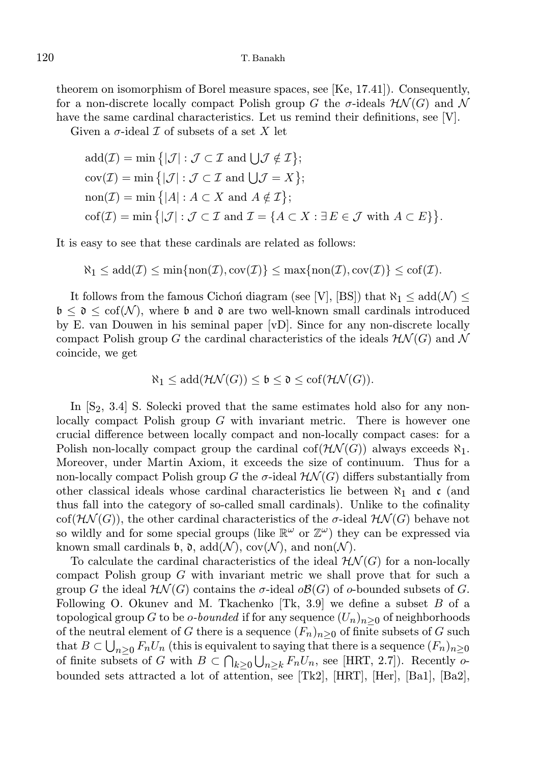theorem on isomorphism of Borel measure spaces, see [Ke, 17.41]). Consequently, for a non-discrete locally compact Polish group $G$ the $\sigma$-ideals $\mathcal{HN}(G)$ and $\mathcal{N}$ have the same cardinal characteristics. Let us remind their definitions, see [V].

Given a $\sigma$-ideal $\mathcal{I}$ of subsets of a set $X$ let

$$
\begin{aligned}
&\operatorname{add}(\mathcal{I}) = \min\big\{|\mathcal{J}| : \mathcal{J} \subset \mathcal{I} \text{ and } \textstyle\bigcup \mathcal{J} \notin \mathcal{I}\big\};\\
&\operatorname{cov}(\mathcal{I}) = \min\big\{|\mathcal{J}| : \mathcal{J} \subset \mathcal{I} \text{ and } \textstyle\bigcup \mathcal{J} = X\big\};\\
&\operatorname{non}(\mathcal{I}) = \min\big\{|A| : A \subset X \text{ and } A \notin \mathcal{I}\big\};\\
&\operatorname{cof}(\mathcal{I}) = \min\big\{|\mathcal{J}| : \mathcal{J} \subset \mathcal{I} \text{ and } \mathcal{I} = \{A \subset X : \exists\, E \in \mathcal{J} \text{ with } A \subset E\}\big\}.
\end{aligned}
$$

It is easy to see that these cardinals are related as follows:

$$\aleph_1 \le \operatorname{add}(\mathcal{I}) \le \min\{\operatorname{non}(\mathcal{I}), \operatorname{cov}(\mathcal{I})\} \le \max\{\operatorname{non}(\mathcal{I}), \operatorname{cov}(\mathcal{I})\} \le \operatorname{cof}(\mathcal{I}).$$

It follows from the famous Cichoń diagram (see [V], [BS]) that $\aleph_1 \le \operatorname{add}(\mathcal{N}) \le \mathfrak{b} \le \mathfrak{d} \le \operatorname{cof}(\mathcal{N})$, where $\mathfrak{b}$ and $\mathfrak{d}$ are two well-known small cardinals introduced by E. van Douwen in his seminal paper [vD]. Since for any non-discrete locally compact Polish group $G$ the cardinal characteristics of the ideals $\mathcal{HN}(G)$ and $\mathcal{N}$ coincide, we get

$$\aleph_1 \le \operatorname{add}(\mathcal{HN}(G)) \le \mathfrak{b} \le \mathfrak{d} \le \operatorname{cof}(\mathcal{HN}(G)).$$

In [S$_2$, 3.4] S. Solecki proved that the same estimates hold also for any non-locally compact Polish group $G$ with invariant metric. There is however one crucial difference between locally compact and non-locally compact cases: for a Polish non-locally compact group the cardinal $\operatorname{cof}(\mathcal{HN}(G))$ always exceeds $\aleph_1$. Moreover, under Martin Axiom, it exceeds the size of continuum. Thus for a non-locally compact Polish group $G$ the $\sigma$-ideal $\mathcal{HN}(G)$ differs substantially from other classical ideals whose cardinal characteristics lie between $\aleph_1$ and $\mathfrak{c}$ (and thus fall into the category of so-called small cardinals). Unlike to the cofinality $\operatorname{cof}(\mathcal{HN}(G))$, the other cardinal characteristics of the $\sigma$-ideal $\mathcal{HN}(G)$ behave not so wildly and for some special groups (like $\mathbb{R}^\omega$ or $\mathbb{Z}^\omega$) they can be expressed via known small cardinals $\mathfrak{b}$, $\mathfrak{d}$, $\operatorname{add}(\mathcal{N})$, $\operatorname{cov}(\mathcal{N})$, and $\operatorname{non}(\mathcal{N})$.

To calculate the cardinal characteristics of the ideal $\mathcal{HN}(G)$ for a non-locally compact Polish group $G$ with invariant metric we shall prove that for such a group $G$ the ideal $\mathcal{HN}(G)$ contains the $\sigma$-ideal $o\mathcal{B}(G)$ of $o$-bounded subsets of $G$. Following O. Okunev and M. Tkachenko [Tk, 3.9] we define a subset $B$ of a topological group $G$ to be *$o$-bounded* if for any sequence $(U_n)_{n\ge0}$ of neighborhoods of the neutral element of $G$ there is a sequence $(F_n)_{n\ge0}$ of finite subsets of $G$ such that $B \subset \bigcup_{n\ge0} F_nU_n$ (this is equivalent to saying that there is a sequence $(F_n)_{n\ge0}$ of finite subsets of $G$ with $B \subset \bigcap_{k\ge0}\bigcup_{n\ge k} F_nU_n$, see [HRT, 2.7]). Recently $o$-bounded sets attracted a lot of attention, see [Tk2], [HRT], [Her], [Ba1], [Ba2],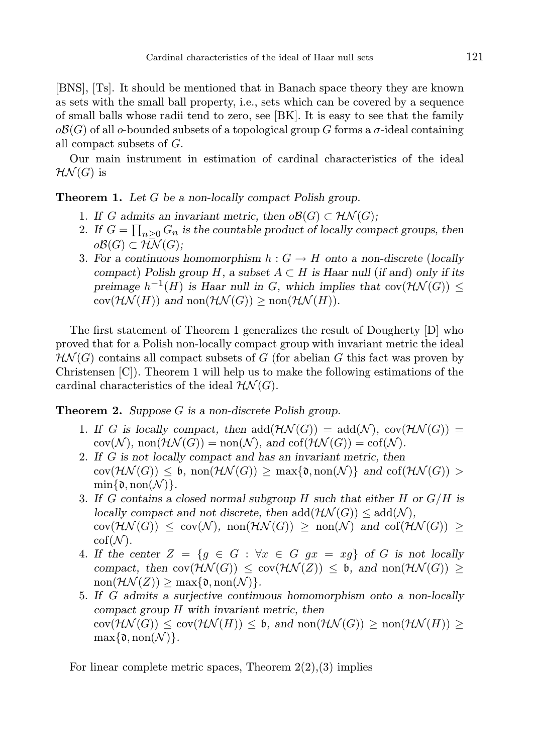[BNS], [Ts]. It should be mentioned that in Banach space theory they are known as sets with the small ball property, i.e., sets which can be covered by a sequence of small balls whose radii tend to zero, see [BK]. It is easy to see that the family $o\mathcal{B}(G)$ of all $o$-bounded subsets of a topological group $G$ forms a $\sigma$-ideal containing all compact subsets of $G$.

Our main instrument in estimation of cardinal characteristics of the ideal $\mathcal{HN}(G)$ is

**Theorem 1.** *Let $G$ be a non-locally compact Polish group.*

1. *If $G$ admits an invariant metric, then $o\mathcal{B}(G) \subset \mathcal{HN}(G)$;*
2. *If $G = \prod_{n\geq 0} G_n$ is the countable product of locally compact groups, then $o\mathcal{B}(G) \subset \mathcal{HN}(G)$;*
3. *For a continuous homomorphism $h : G \to H$ onto a non-discrete* (*locally compact*) *Polish group $H$, a subset $A \subset H$ is Haar null* (*if and*) *only if its preimage $h^{-1}(H)$ is Haar null in $G$, which implies that $\mathrm{cov}(\mathcal{HN}(G)) \leq \mathrm{cov}(\mathcal{HN}(H))$ and $\mathrm{non}(\mathcal{HN}(G)) \geq \mathrm{non}(\mathcal{HN}(H))$.*

The first statement of Theorem 1 generalizes the result of Dougherty [D] who proved that for a Polish non-locally compact group with invariant metric the ideal $\mathcal{HN}(G)$ contains all compact subsets of $G$ (for abelian $G$ this fact was proven by Christensen [C]). Theorem 1 will help us to make the following estimations of the cardinal characteristics of the ideal $\mathcal{HN}(G)$.

**Theorem 2.** *Suppose $G$ is a non-discrete Polish group.*

1. *If $G$ is locally compact, then $\mathrm{add}(\mathcal{HN}(G)) = \mathrm{add}(\mathcal{N})$, $\mathrm{cov}(\mathcal{HN}(G)) = \mathrm{cov}(\mathcal{N})$, $\mathrm{non}(\mathcal{HN}(G)) = \mathrm{non}(\mathcal{N})$, and $\mathrm{cof}(\mathcal{HN}(G)) = \mathrm{cof}(\mathcal{N})$.*
2. *If $G$ is not locally compact and has an invariant metric, then $\mathrm{cov}(\mathcal{HN}(G)) \leq \mathfrak{b}$, $\mathrm{non}(\mathcal{HN}(G)) \geq \max\{\mathfrak{d}, \mathrm{non}(\mathcal{N})\}$ and $\mathrm{cof}(\mathcal{HN}(G)) > \min\{\mathfrak{d}, \mathrm{non}(\mathcal{N})\}$.*
3. *If $G$ contains a closed normal subgroup $H$ such that either $H$ or $G/H$ is locally compact and not discrete, then $\mathrm{add}(\mathcal{HN}(G)) \leq \mathrm{add}(\mathcal{N})$, $\mathrm{cov}(\mathcal{HN}(G)) \leq \mathrm{cov}(\mathcal{N})$, $\mathrm{non}(\mathcal{HN}(G)) \geq \mathrm{non}(\mathcal{N})$ and $\mathrm{cof}(\mathcal{HN}(G)) \geq \mathrm{cof}(\mathcal{N})$.*
4. *If the center $Z = \{g \in G : \forall x \in G\ gx = xg\}$ of $G$ is not locally compact, then $\mathrm{cov}(\mathcal{HN}(G)) \leq \mathrm{cov}(\mathcal{HN}(Z)) \leq \mathfrak{b}$, and $\mathrm{non}(\mathcal{HN}(G)) \geq \mathrm{non}(\mathcal{HN}(Z)) \geq \max\{\mathfrak{d}, \mathrm{non}(\mathcal{N})\}$.*
5. *If $G$ admits a surjective continuous homomorphism onto a non-locally compact group $H$ with invariant metric, then $\mathrm{cov}(\mathcal{HN}(G)) \leq \mathrm{cov}(\mathcal{HN}(H)) \leq \mathfrak{b}$, and $\mathrm{non}(\mathcal{HN}(G)) \geq \mathrm{non}(\mathcal{HN}(H)) \geq \max\{\mathfrak{d}, \mathrm{non}(\mathcal{N})\}$.*

For linear complete metric spaces, Theorem 2(2),(3) implies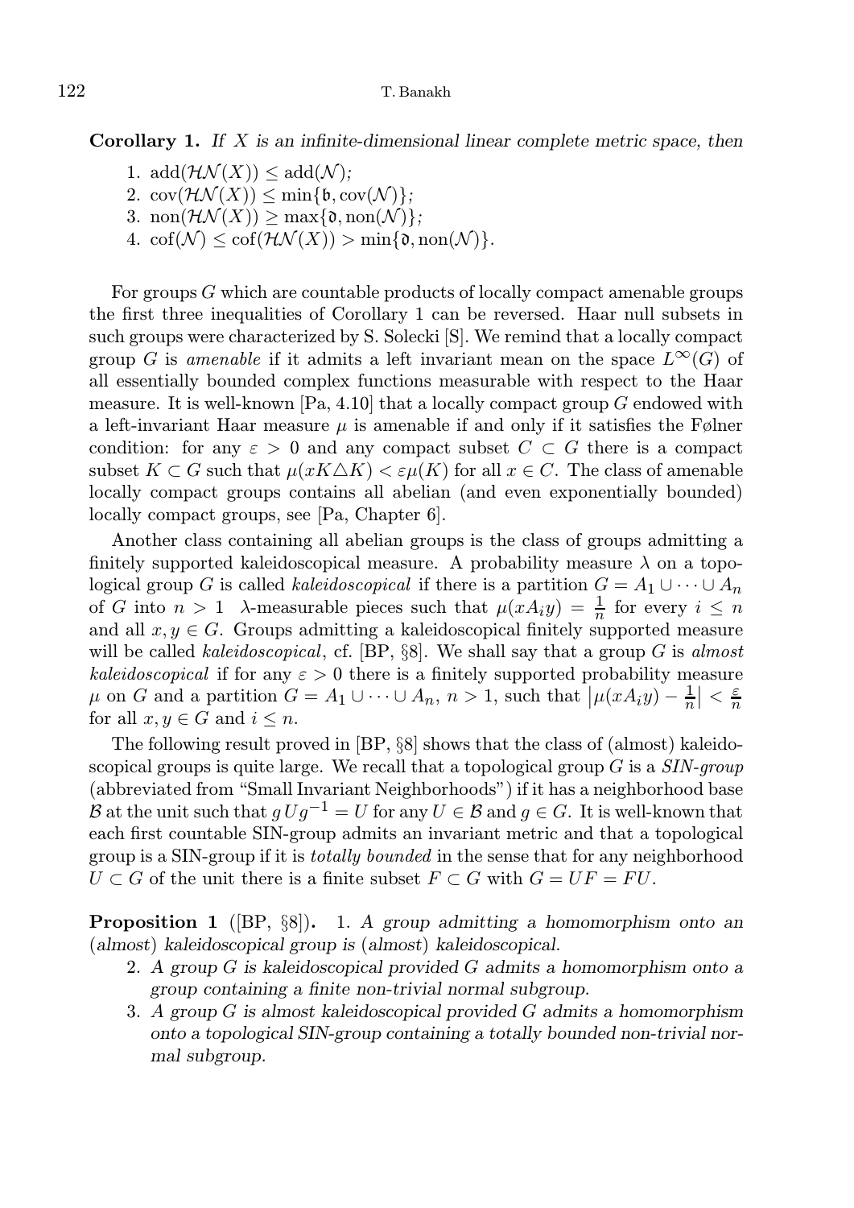**Corollary 1.** *If $X$ is an infinite-dimensional linear complete metric space, then*

1. $\mathrm{add}(\mathcal{HN}(X)) \le \mathrm{add}(\mathcal{N})$;
2. $\mathrm{cov}(\mathcal{HN}(X)) \le \min\{\mathfrak{b}, \mathrm{cov}(\mathcal{N})\}$;
3. $\mathrm{non}(\mathcal{HN}(X)) \ge \max\{\mathfrak{d}, \mathrm{non}(\mathcal{N})\}$;
4. $\mathrm{cof}(\mathcal{N}) \le \mathrm{cof}(\mathcal{HN}(X)) > \min\{\mathfrak{d}, \mathrm{non}(\mathcal{N})\}$.

For groups $G$ which are countable products of locally compact amenable groups the first three inequalities of Corollary 1 can be reversed. Haar null subsets in such groups were characterized by S. Solecki [S]. We remind that a locally compact group $G$ is *amenable* if it admits a left invariant mean on the space $L^\infty(G)$ of all essentially bounded complex functions measurable with respect to the Haar measure. It is well-known [Pa, 4.10] that a locally compact group $G$ endowed with a left-invariant Haar measure $\mu$ is amenable if and only if it satisfies the Følner condition: for any $\varepsilon > 0$ and any compact subset $C \subset G$ there is a compact subset $K \subset G$ such that $\mu(xK \triangle K) < \varepsilon\mu(K)$ for all $x \in C$. The class of amenable locally compact groups contains all abelian (and even exponentially bounded) locally compact groups, see [Pa, Chapter 6].

Another class containing all abelian groups is the class of groups admitting a finitely supported kaleidoscopical measure. A probability measure $\lambda$ on a topological group $G$ is called *kaleidoscopical* if there is a partition $G = A_1 \cup \dots \cup A_n$ of $G$ into $n > 1$ $\lambda$-measurable pieces such that $\mu(xA_iy) = \frac{1}{n}$ for every $i \le n$ and all $x, y \in G$. Groups admitting a kaleidoscopical finitely supported measure will be called *kaleidoscopical*, cf. [BP, §8]. We shall say that a group $G$ is *almost kaleidoscopical* if for any $\varepsilon > 0$ there is a finitely supported probability measure $\mu$ on $G$ and a partition $G = A_1 \cup \dots \cup A_n$, $n > 1$, such that $\left|\mu(xA_iy) - \frac{1}{n}\right| < \frac{\varepsilon}{n}$ for all $x, y \in G$ and $i \le n$.

The following result proved in [BP, §8] shows that the class of (almost) kaleidoscopical groups is quite large. We recall that a topological group $G$ is a *SIN-group* (abbreviated from "Small Invariant Neighborhoods") if it has a neighborhood base $\mathcal{B}$ at the unit such that $gUg^{-1} = U$ for any $U \in \mathcal{B}$ and $g \in G$. It is well-known that each first countable SIN-group admits an invariant metric and that a topological group is a SIN-group if it is *totally bounded* in the sense that for any neighborhood $U \subset G$ of the unit there is a finite subset $F \subset G$ with $G = UF = FU$.

**Proposition 1** ([BP, §8]). 1. *A group admitting a homomorphism onto an* (*almost*) *kaleidoscopical group is* (*almost*) *kaleidoscopical.*

2. *A group $G$ is kaleidoscopical provided $G$ admits a homomorphism onto a group containing a finite non-trivial normal subgroup.*
3. *A group $G$ is almost kaleidoscopical provided $G$ admits a homomorphism onto a topological SIN-group containing a totally bounded non-trivial normal subgroup.*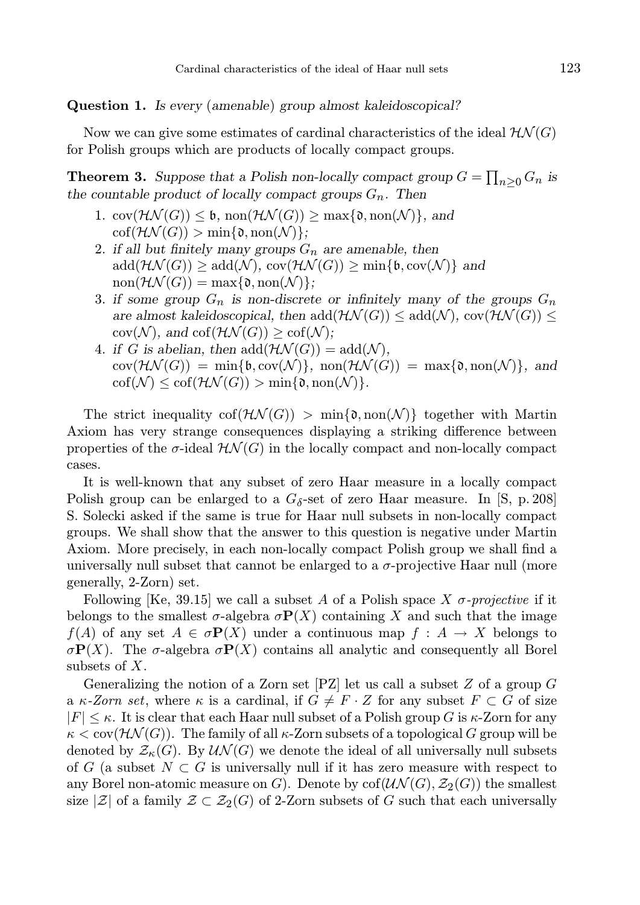**Question 1.** *Is every (amenable) group almost kaleidoscopical?*

Now we can give some estimates of cardinal characteristics of the ideal $\mathcal{HN}(G)$ for Polish groups which are products of locally compact groups.

**Theorem 3.** *Suppose that a Polish non-locally compact group $G = \prod_{n\geq 0} G_n$ is the countable product of locally compact groups $G_n$. Then*

1. $\mathrm{cov}(\mathcal{HN}(G)) \leq \mathfrak{b}$, $\mathrm{non}(\mathcal{HN}(G)) \geq \max\{\mathfrak{d}, \mathrm{non}(\mathcal{N})\}$, *and* $\mathrm{cof}(\mathcal{HN}(G)) > \min\{\mathfrak{d}, \mathrm{non}(\mathcal{N})\}$;
2. *if all but finitely many groups $G_n$ are amenable, then* $\mathrm{add}(\mathcal{HN}(G)) \geq \mathrm{add}(\mathcal{N})$, $\mathrm{cov}(\mathcal{HN}(G)) \geq \min\{\mathfrak{b}, \mathrm{cov}(\mathcal{N})\}$ *and* $\mathrm{non}(\mathcal{HN}(G)) = \max\{\mathfrak{d}, \mathrm{non}(\mathcal{N})\}$;
3. *if some group $G_n$ is non-discrete or infinitely many of the groups $G_n$ are almost kaleidoscopical, then* $\mathrm{add}(\mathcal{HN}(G)) \leq \mathrm{add}(\mathcal{N})$, $\mathrm{cov}(\mathcal{HN}(G)) \leq \mathrm{cov}(\mathcal{N})$, *and* $\mathrm{cof}(\mathcal{HN}(G)) \geq \mathrm{cof}(\mathcal{N})$;
4. *if $G$ is abelian, then* $\mathrm{add}(\mathcal{HN}(G)) = \mathrm{add}(\mathcal{N})$, $\mathrm{cov}(\mathcal{HN}(G)) = \min\{\mathfrak{b}, \mathrm{cov}(\mathcal{N})\}$, $\mathrm{non}(\mathcal{HN}(G)) = \max\{\mathfrak{d}, \mathrm{non}(\mathcal{N})\}$, *and* $\mathrm{cof}(\mathcal{N}) \leq \mathrm{cof}(\mathcal{HN}(G)) > \min\{\mathfrak{d}, \mathrm{non}(\mathcal{N})\}$.

The strict inequality $\mathrm{cof}(\mathcal{HN}(G)) > \min\{\mathfrak{d}, \mathrm{non}(\mathcal{N})\}$ together with Martin Axiom has very strange consequences displaying a striking difference between properties of the $\sigma$-ideal $\mathcal{HN}(G)$ in the locally compact and non-locally compact cases.

It is well-known that any subset of zero Haar measure in a locally compact Polish group can be enlarged to a $G_\delta$-set of zero Haar measure. In [S, p. 208] S. Solecki asked if the same is true for Haar null subsets in non-locally compact groups. We shall show that the answer to this question is negative under Martin Axiom. More precisely, in each non-locally compact Polish group we shall find a universally null subset that cannot be enlarged to a $\sigma$-projective Haar null (more generally, 2-Zorn) set.

Following [Ke, 39.15] we call a subset $A$ of a Polish space $X$ *$\sigma$-projective* if it belongs to the smallest $\sigma$-algebra $\sigma\mathbf{P}(X)$ containing $X$ and such that the image $f(A)$ of any set $A \in \sigma\mathbf{P}(X)$ under a continuous map $f : A \to X$ belongs to $\sigma\mathbf{P}(X)$. The $\sigma$-algebra $\sigma\mathbf{P}(X)$ contains all analytic and consequently all Borel subsets of $X$.

Generalizing the notion of a Zorn set [PZ] let us call a subset $Z$ of a group $G$ a *$\kappa$-Zorn set*, where $\kappa$ is a cardinal, if $G \neq F \cdot Z$ for any subset $F \subset G$ of size $|F| \leq \kappa$. It is clear that each Haar null subset of a Polish group $G$ is $\kappa$-Zorn for any $\kappa < \mathrm{cov}(\mathcal{HN}(G))$. The family of all $\kappa$-Zorn subsets of a topological $G$ group will be denoted by $\mathcal{Z}_\kappa(G)$. By $\mathcal{UN}(G)$ we denote the ideal of all universally null subsets of $G$ (a subset $N \subset G$ is universally null if it has zero measure with respect to any Borel non-atomic measure on $G$). Denote by $\mathrm{cof}(\mathcal{UN}(G), \mathcal{Z}_2(G))$ the smallest size $|\mathcal{Z}|$ of a family $\mathcal{Z} \subset \mathcal{Z}_2(G)$ of 2-Zorn subsets of $G$ such that each universally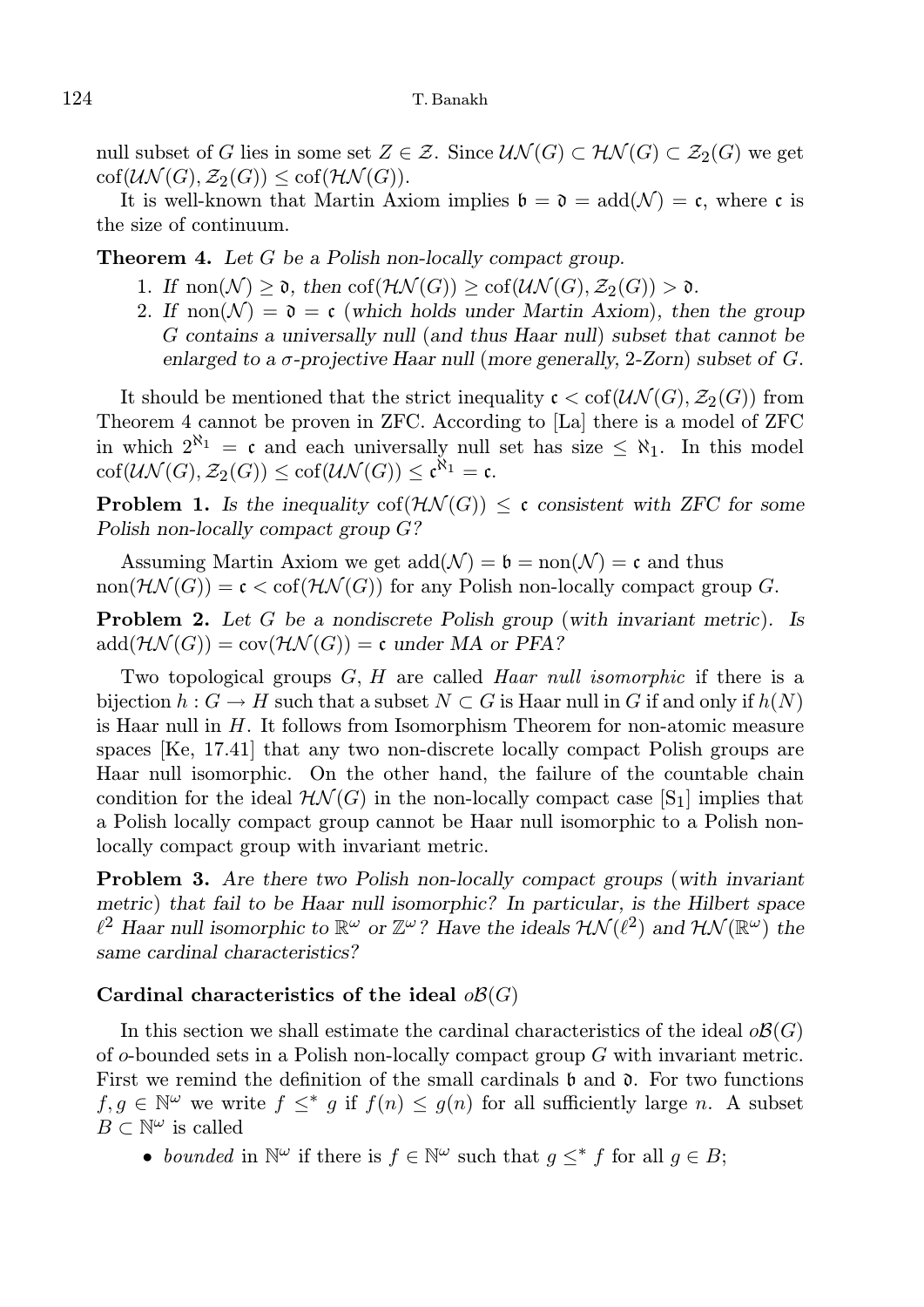null subset of $G$ lies in some set $Z \in \mathcal{Z}$. Since $\mathcal{UN}(G) \subset \mathcal{HN}(G) \subset \mathcal{Z}_2(G)$ we get $\operatorname{cof}(\mathcal{UN}(G), \mathcal{Z}_2(G)) \le \operatorname{cof}(\mathcal{HN}(G))$.

It is well-known that Martin Axiom implies $\mathfrak{b} = \mathfrak{d} = \operatorname{add}(\mathcal{N}) = \mathfrak{c}$, where $\mathfrak{c}$ is the size of continuum.

**Theorem 4.** *Let $G$ be a Polish non-locally compact group.*

1. *If $\operatorname{non}(\mathcal{N}) \ge \mathfrak{d}$, then $\operatorname{cof}(\mathcal{HN}(G)) \ge \operatorname{cof}(\mathcal{UN}(G), \mathcal{Z}_2(G)) > \mathfrak{d}$.*
2. *If $\operatorname{non}(\mathcal{N}) = \mathfrak{d} = \mathfrak{c}$ (which holds under Martin Axiom), then the group $G$ contains a universally null (and thus Haar null) subset that cannot be enlarged to a $\sigma$-projective Haar null (more generally, 2-Zorn) subset of $G$.*

It should be mentioned that the strict inequality $\mathfrak{c} < \operatorname{cof}(\mathcal{UN}(G), \mathcal{Z}_2(G))$ from Theorem 4 cannot be proven in ZFC. According to [La] there is a model of ZFC in which $2^{\aleph_1} = \mathfrak{c}$ and each universally null set has size $\le \aleph_1$. In this model $\operatorname{cof}(\mathcal{UN}(G), \mathcal{Z}_2(G)) \le \operatorname{cof}(\mathcal{UN}(G)) \le \mathfrak{c}^{\aleph_1} = \mathfrak{c}$.

**Problem 1.** *Is the inequality $\operatorname{cof}(\mathcal{HN}(G)) \le \mathfrak{c}$ consistent with ZFC for some Polish non-locally compact group $G$?*

Assuming Martin Axiom we get $\operatorname{add}(\mathcal{N}) = \mathfrak{b} = \operatorname{non}(\mathcal{N}) = \mathfrak{c}$ and thus $\operatorname{non}(\mathcal{HN}(G)) = \mathfrak{c} < \operatorname{cof}(\mathcal{HN}(G))$ for any Polish non-locally compact group $G$.

**Problem 2.** *Let $G$ be a nondiscrete Polish group (with invariant metric). Is $\operatorname{add}(\mathcal{HN}(G)) = \operatorname{cov}(\mathcal{HN}(G)) = \mathfrak{c}$ under MA or PFA?*

Two topological groups $G, H$ are called *Haar null isomorphic* if there is a bijection $h : G \to H$ such that a subset $N \subset G$ is Haar null in $G$ if and only if $h(N)$ is Haar null in $H$. It follows from Isomorphism Theorem for non-atomic measure spaces [Ke, 17.41] that any two non-discrete locally compact Polish groups are Haar null isomorphic. On the other hand, the failure of the countable chain condition for the ideal $\mathcal{HN}(G)$ in the non-locally compact case [S$_1$] implies that a Polish locally compact group cannot be Haar null isomorphic to a Polish non-locally compact group with invariant metric.

**Problem 3.** *Are there two Polish non-locally compact groups (with invariant metric) that fail to be Haar null isomorphic? In particular, is the Hilbert space $\ell^2$ Haar null isomorphic to $\mathbb{R}^\omega$ or $\mathbb{Z}^\omega$? Have the ideals $\mathcal{HN}(\ell^2)$ and $\mathcal{HN}(\mathbb{R}^\omega)$ the same cardinal characteristics?*

### Cardinal characteristics of the ideal $o\mathcal{B}(G)$

In this section we shall estimate the cardinal characteristics of the ideal $o\mathcal{B}(G)$ of $o$-bounded sets in a Polish non-locally compact group $G$ with invariant metric. First we remind the definition of the small cardinals $\mathfrak{b}$ and $\mathfrak{d}$. For two functions $f, g \in \mathbb{N}^\omega$ we write $f \le^* g$ if $f(n) \le g(n)$ for all sufficiently large $n$. A subset $B \subset \mathbb{N}^\omega$ is called

- *bounded* in $\mathbb{N}^\omega$ if there is $f \in \mathbb{N}^\omega$ such that $g \le^* f$ for all $g \in B$;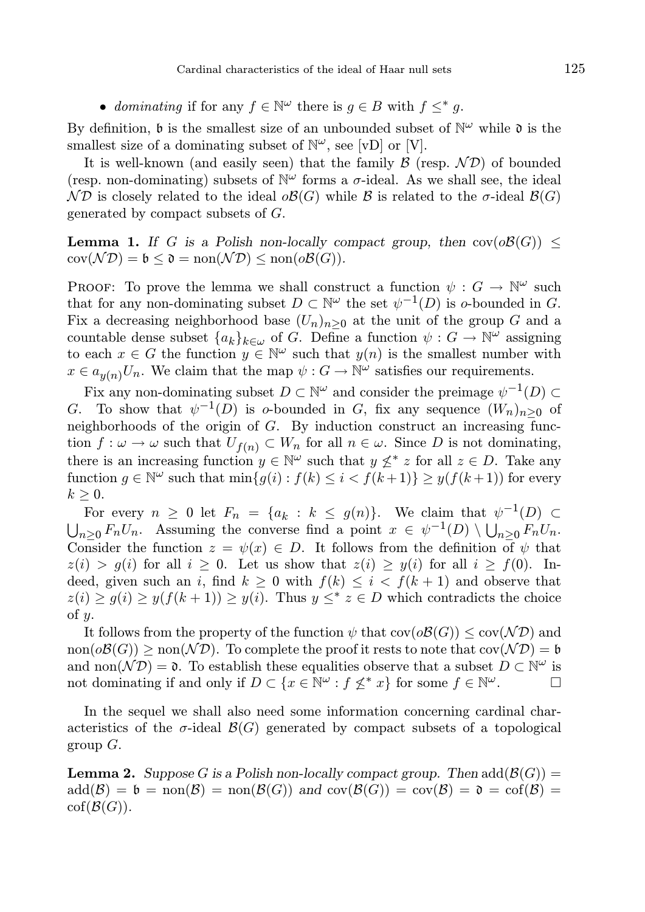- *dominating* if for any $f \in \mathbb{N}^\omega$ there is $g \in B$ with $f \leq^* g$.

By definition, $\mathfrak{b}$ is the smallest size of an unbounded subset of $\mathbb{N}^\omega$ while $\mathfrak{d}$ is the smallest size of a dominating subset of $\mathbb{N}^\omega$, see [vD] or [V].

It is well-known (and easily seen) that the family $\mathcal{B}$ (resp. $\mathcal{ND}$) of bounded (resp. non-dominating) subsets of $\mathbb{N}^\omega$ forms a $\sigma$-ideal. As we shall see, the ideal $\mathcal{ND}$ is closely related to the ideal $o\mathcal{B}(G)$ while $\mathcal{B}$ is related to the $\sigma$-ideal $\mathcal{B}(G)$ generated by compact subsets of $G$.

**Lemma 1.** *If $G$ is a Polish non-locally compact group, then* $\mathrm{cov}(o\mathcal{B}(G)) \leq \mathrm{cov}(\mathcal{ND}) = \mathfrak{b} \leq \mathfrak{d} = \mathrm{non}(\mathcal{ND}) \leq \mathrm{non}(o\mathcal{B}(G))$.

Proof: To prove the lemma we shall construct a function $\psi : G \to \mathbb{N}^\omega$ such that for any non-dominating subset $D \subset \mathbb{N}^\omega$ the set $\psi^{-1}(D)$ is $o$-bounded in $G$. Fix a decreasing neighborhood base $(U_n)_{n\geq 0}$ at the unit of the group $G$ and a countable dense subset $\{a_k\}_{k\in\omega}$ of $G$. Define a function $\psi : G \to \mathbb{N}^\omega$ assigning to each $x \in G$ the function $y \in \mathbb{N}^\omega$ such that $y(n)$ is the smallest number with $x \in a_{y(n)}U_n$. We claim that the map $\psi : G \to \mathbb{N}^\omega$ satisfies our requirements.

Fix any non-dominating subset $D \subset \mathbb{N}^\omega$ and consider the preimage $\psi^{-1}(D) \subset G$. To show that $\psi^{-1}(D)$ is $o$-bounded in $G$, fix any sequence $(W_n)_{n\geq 0}$ of neighborhoods of the origin of $G$. By induction construct an increasing function $f : \omega \to \omega$ such that $U_{f(n)} \subset W_n$ for all $n \in \omega$. Since $D$ is not dominating, there is an increasing function $y \in \mathbb{N}^\omega$ such that $y \not\leq^* z$ for all $z \in D$. Take any function $g \in \mathbb{N}^\omega$ such that $\min\{g(i) : f(k) \leq i < f(k+1)\} \geq y(f(k+1))$ for every $k \geq 0$.

For every $n \geq 0$ let $F_n = \{a_k : k \leq g(n)\}$. We claim that $\psi^{-1}(D) \subset \bigcup_{n\geq 0} F_n U_n$. Assuming the converse find a point $x \in \psi^{-1}(D) \setminus \bigcup_{n\geq 0} F_n U_n$. Consider the function $z = \psi(x) \in D$. It follows from the definition of $\psi$ that $z(i) > g(i)$ for all $i \geq 0$. Let us show that $z(i) \geq y(i)$ for all $i \geq f(0)$. Indeed, given such an $i$, find $k \geq 0$ with $f(k) \leq i < f(k+1)$ and observe that $z(i) \geq g(i) \geq y(f(k+1)) \geq y(i)$. Thus $y \leq^* z \in D$ which contradicts the choice of $y$.

It follows from the property of the function $\psi$ that $\mathrm{cov}(o\mathcal{B}(G)) \leq \mathrm{cov}(\mathcal{ND})$ and $\mathrm{non}(o\mathcal{B}(G)) \geq \mathrm{non}(\mathcal{ND})$. To complete the proof it rests to note that $\mathrm{cov}(\mathcal{ND}) = \mathfrak{b}$ and $\mathrm{non}(\mathcal{ND}) = \mathfrak{d}$. To establish these equalities observe that a subset $D \subset \mathbb{N}^\omega$ is not dominating if and only if $D \subset \{x \in \mathbb{N}^\omega : f \not\leq^* x\}$ for some $f \in \mathbb{N}^\omega$. $\square$

In the sequel we shall also need some information concerning cardinal characteristics of the $\sigma$-ideal $\mathcal{B}(G)$ generated by compact subsets of a topological group $G$.

**Lemma 2.** *Suppose $G$ is a Polish non-locally compact group. Then* $\mathrm{add}(\mathcal{B}(G)) = \mathrm{add}(\mathcal{B}) = \mathfrak{b} = \mathrm{non}(\mathcal{B}) = \mathrm{non}(\mathcal{B}(G))$ *and* $\mathrm{cov}(\mathcal{B}(G)) = \mathrm{cov}(\mathcal{B}) = \mathfrak{d} = \mathrm{cof}(\mathcal{B}) = \mathrm{cof}(\mathcal{B}(G))$.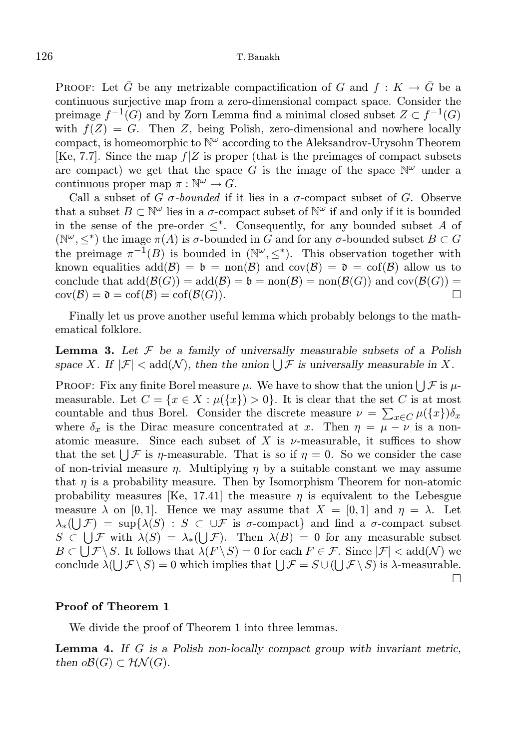Proof: Let $\bar{G}$ be any metrizable compactification of $G$ and $f : K \to \bar{G}$ be a continuous surjective map from a zero-dimensional compact space. Consider the preimage $f^{-1}(G)$ and by Zorn Lemma find a minimal closed subset $Z \subset f^{-1}(G)$ with $f(Z) = G$. Then $Z$, being Polish, zero-dimensional and nowhere locally compact, is homeomorphic to $\mathbb{N}^\omega$ according to the Aleksandrov-Urysohn Theorem [Ke, 7.7]. Since the map $f|Z$ is proper (that is the preimages of compact subsets are compact) we get that the space $G$ is the image of the space $\mathbb{N}^\omega$ under a continuous proper map $\pi : \mathbb{N}^\omega \to G$.

Call a subset of $G$ *$\sigma$-bounded* if it lies in a $\sigma$-compact subset of $G$. Observe that a subset $B \subset \mathbb{N}^\omega$ lies in a $\sigma$-compact subset of $\mathbb{N}^\omega$ if and only if it is bounded in the sense of the pre-order $\le^*$. Consequently, for any bounded subset $A$ of $(\mathbb{N}^\omega, \le^*)$ the image $\pi(A)$ is $\sigma$-bounded in $G$ and for any $\sigma$-bounded subset $B \subset G$ the preimage $\pi^{-1}(B)$ is bounded in $(\mathbb{N}^\omega, \le^*)$. This observation together with known equalities $\mathrm{add}(\mathcal{B}) = \mathfrak{b} = \mathrm{non}(\mathcal{B})$ and $\mathrm{cov}(\mathcal{B}) = \mathfrak{d} = \mathrm{cof}(\mathcal{B})$ allow us to conclude that $\mathrm{add}(\mathcal{B}(G)) = \mathrm{add}(\mathcal{B}) = \mathfrak{b} = \mathrm{non}(\mathcal{B}) = \mathrm{non}(\mathcal{B}(G))$ and $\mathrm{cov}(\mathcal{B}(G)) = \mathrm{cov}(\mathcal{B}) = \mathfrak{d} = \mathrm{cof}(\mathcal{B}) = \mathrm{cof}(\mathcal{B}(G))$. □

Finally let us prove another useful lemma which probably belongs to the mathematical folklore.

**Lemma 3.** *Let $\mathcal{F}$ be a family of universally measurable subsets of a Polish space $X$. If $|\mathcal{F}| < \mathrm{add}(\mathcal{N})$, then the union $\bigcup \mathcal{F}$ is universally measurable in $X$.*

Proof: Fix any finite Borel measure $\mu$. We have to show that the union $\bigcup \mathcal{F}$ is $\mu$-measurable. Let $C = \{x \in X : \mu(\{x\}) > 0\}$. It is clear that the set $C$ is at most countable and thus Borel. Consider the discrete measure $\nu = \sum_{x \in C} \mu(\{x\})\delta_x$ where $\delta_x$ is the Dirac measure concentrated at $x$. Then $\eta = \mu - \nu$ is a non-atomic measure. Since each subset of $X$ is $\nu$-measurable, it suffices to show that the set $\bigcup \mathcal{F}$ is $\eta$-measurable. That is so if $\eta = 0$. So we consider the case of non-trivial measure $\eta$. Multiplying $\eta$ by a suitable constant we may assume that $\eta$ is a probability measure. Then by Isomorphism Theorem for non-atomic probability measures [Ke, 17.41] the measure $\eta$ is equivalent to the Lebesgue measure $\lambda$ on $[0,1]$. Hence we may assume that $X = [0,1]$ and $\eta = \lambda$. Let $\lambda_*(\bigcup \mathcal{F}) = \sup\{\lambda(S) : S \subset \cup\mathcal{F}$ is $\sigma$-compact$\}$ and find a $\sigma$-compact subset $S \subset \bigcup \mathcal{F}$ with $\lambda(S) = \lambda_*(\bigcup \mathcal{F})$. Then $\lambda(B) = 0$ for any measurable subset $B \subset \bigcup \mathcal{F} \setminus S$. It follows that $\lambda(F \setminus S) = 0$ for each $F \in \mathcal{F}$. Since $|\mathcal{F}| < \mathrm{add}(\mathcal{N})$ we conclude $\lambda(\bigcup \mathcal{F} \setminus S) = 0$ which implies that $\bigcup \mathcal{F} = S \cup (\bigcup \mathcal{F} \setminus S)$ is $\lambda$-measurable. □

## Proof of Theorem 1

We divide the proof of Theorem 1 into three lemmas.

**Lemma 4.** *If $G$ is a Polish non-locally compact group with invariant metric, then $o\mathcal{B}(G) \subset \mathcal{HN}(G)$.*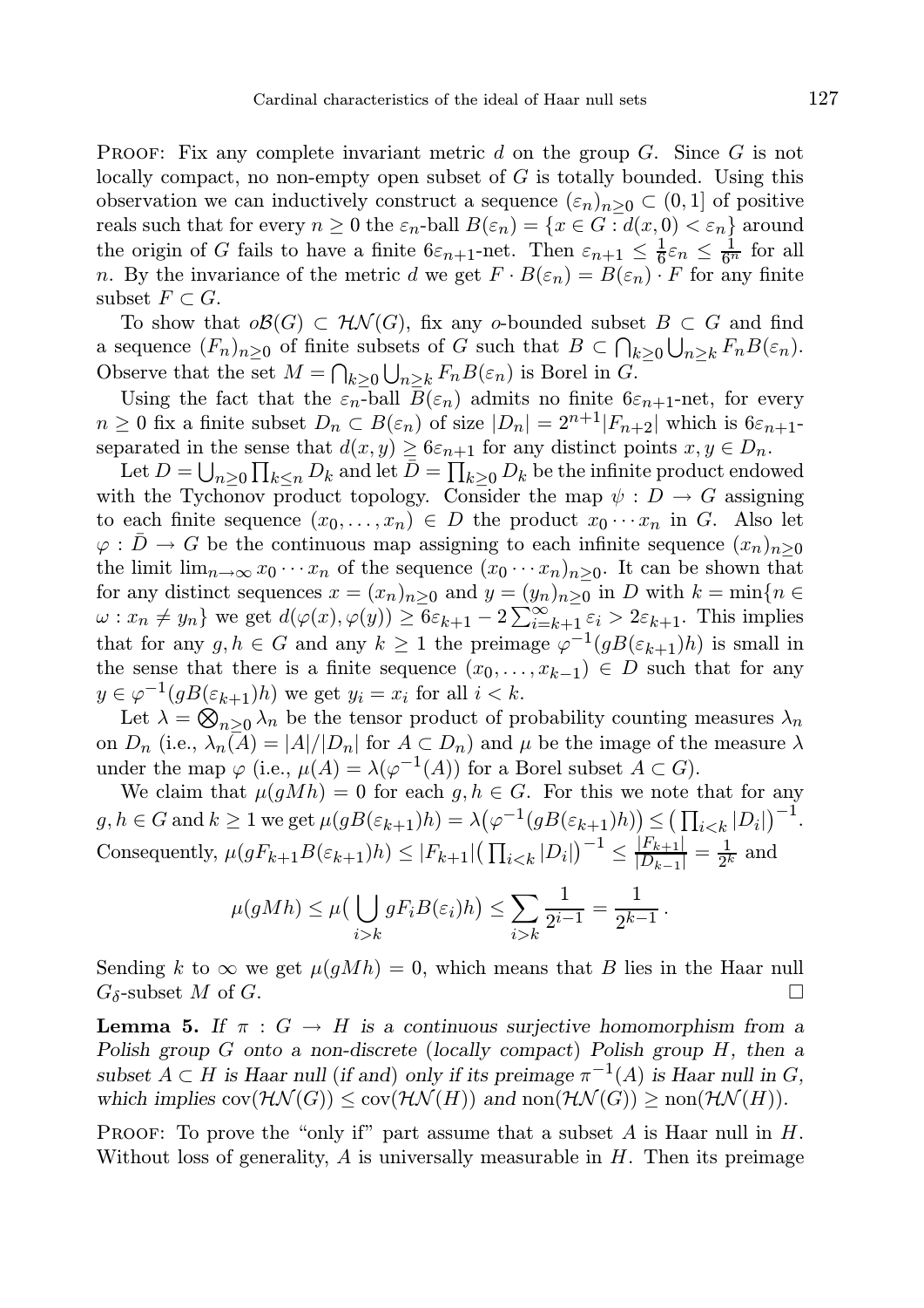Proof: Fix any complete invariant metric $d$ on the group $G$. Since $G$ is not locally compact, no non-empty open subset of $G$ is totally bounded. Using this observation we can inductively construct a sequence $(\varepsilon_n)_{n\geq 0} \subset (0,1]$ of positive reals such that for every $n \geq 0$ the $\varepsilon_n$-ball $B(\varepsilon_n) = \{x \in G : d(x,0) < \varepsilon_n\}$ around the origin of $G$ fails to have a finite $6\varepsilon_{n+1}$-net. Then $\varepsilon_{n+1} \leq \frac{1}{6}\varepsilon_n \leq \frac{1}{6^n}$ for all $n$. By the invariance of the metric $d$ we get $F \cdot B(\varepsilon_n) = B(\varepsilon_n) \cdot F$ for any finite subset $F \subset G$.

To show that $o\mathcal{B}(G) \subset \mathcal{HN}(G)$, fix any $o$-bounded subset $B \subset G$ and find a sequence $(F_n)_{n\geq 0}$ of finite subsets of $G$ such that $B \subset \bigcap_{k\geq 0} \bigcup_{n\geq k} F_n B(\varepsilon_n)$. Observe that the set $M = \bigcap_{k\geq 0} \bigcup_{n\geq k} F_n B(\varepsilon_n)$ is Borel in $G$.

Using the fact that the $\varepsilon_n$-ball $B(\varepsilon_n)$ admits no finite $6\varepsilon_{n+1}$-net, for every $n \geq 0$ fix a finite subset $D_n \subset B(\varepsilon_n)$ of size $|D_n| = 2^{n+1}|F_{n+2}|$ which is $6\varepsilon_{n+1}$-separated in the sense that $d(x,y) \geq 6\varepsilon_{n+1}$ for any distinct points $x,y \in D_n$.

Let $D = \bigcup_{n\geq 0} \prod_{k\leq n} D_k$ and let $\bar{D} = \prod_{k\geq 0} D_k$ be the infinite product endowed with the Tychonov product topology. Consider the map $\psi : D \to G$ assigning to each finite sequence $(x_0,\dots,x_n) \in D$ the product $x_0 \cdots x_n$ in $G$. Also let $\varphi : \bar{D} \to G$ be the continuous map assigning to each infinite sequence $(x_n)_{n\geq 0}$ the limit $\lim_{n\to\infty} x_0 \cdots x_n$ of the sequence $(x_0 \cdots x_n)_{n\geq 0}$. It can be shown that for any distinct sequences $x = (x_n)_{n\geq 0}$ and $y = (y_n)_{n\geq 0}$ in $D$ with $k = \min\{n \in \omega : x_n \neq y_n\}$ we get $d(\varphi(x),\varphi(y)) \geq 6\varepsilon_{k+1} - 2\sum_{i=k+1}^{\infty} \varepsilon_i > 2\varepsilon_{k+1}$. This implies that for any $g,h \in G$ and any $k \geq 1$ the preimage $\varphi^{-1}(gB(\varepsilon_{k+1})h)$ is small in the sense that there is a finite sequence $(x_0,\dots,x_{k-1}) \in D$ such that for any $y \in \varphi^{-1}(gB(\varepsilon_{k+1})h)$ we get $y_i = x_i$ for all $i < k$.

Let $\lambda = \bigotimes_{n\geq 0} \lambda_n$ be the tensor product of probability counting measures $\lambda_n$ on $D_n$ (i.e., $\lambda_n(A) = |A|/|D_n|$ for $A \subset D_n$) and $\mu$ be the image of the measure $\lambda$ under the map $\varphi$ (i.e., $\mu(A) = \lambda(\varphi^{-1}(A))$ for a Borel subset $A \subset G$).

We claim that $\mu(gMh) = 0$ for each $g,h \in G$. For this we note that for any $g,h \in G$ and $k \geq 1$ we get $\mu(gB(\varepsilon_{k+1})h) = \lambda\big(\varphi^{-1}(gB(\varepsilon_{k+1})h)\big) \leq \big(\prod_{i<k} |D_i|\big)^{-1}$. Consequently, $\mu(gF_{k+1}B(\varepsilon_{k+1})h) \leq |F_{k+1}|\big(\prod_{i<k} |D_i|\big)^{-1} \leq \frac{|F_{k+1}|}{|D_{k-1}|} = \frac{1}{2^k}$ and

$$\mu(gMh) \leq \mu\big(\bigcup_{i>k} gF_iB(\varepsilon_i)h\big) \leq \sum_{i>k} \frac{1}{2^{i-1}} = \frac{1}{2^{k-1}}.$$

Sending $k$ to $\infty$ we get $\mu(gMh) = 0$, which means that $B$ lies in the Haar null $G_\delta$-subset $M$ of $G$. $\square$

**Lemma 5.** *If $\pi : G \to H$ is a continuous surjective homomorphism from a Polish group $G$ onto a non-discrete (locally compact) Polish group $H$, then a subset $A \subset H$ is Haar null (if and) only if its preimage $\pi^{-1}(A)$ is Haar null in $G$, which implies $\mathrm{cov}(\mathcal{HN}(G)) \leq \mathrm{cov}(\mathcal{HN}(H))$ and $\mathrm{non}(\mathcal{HN}(G)) \geq \mathrm{non}(\mathcal{HN}(H))$.*

Proof: To prove the "only if" part assume that a subset $A$ is Haar null in $H$. Without loss of generality, $A$ is universally measurable in $H$. Then its preimage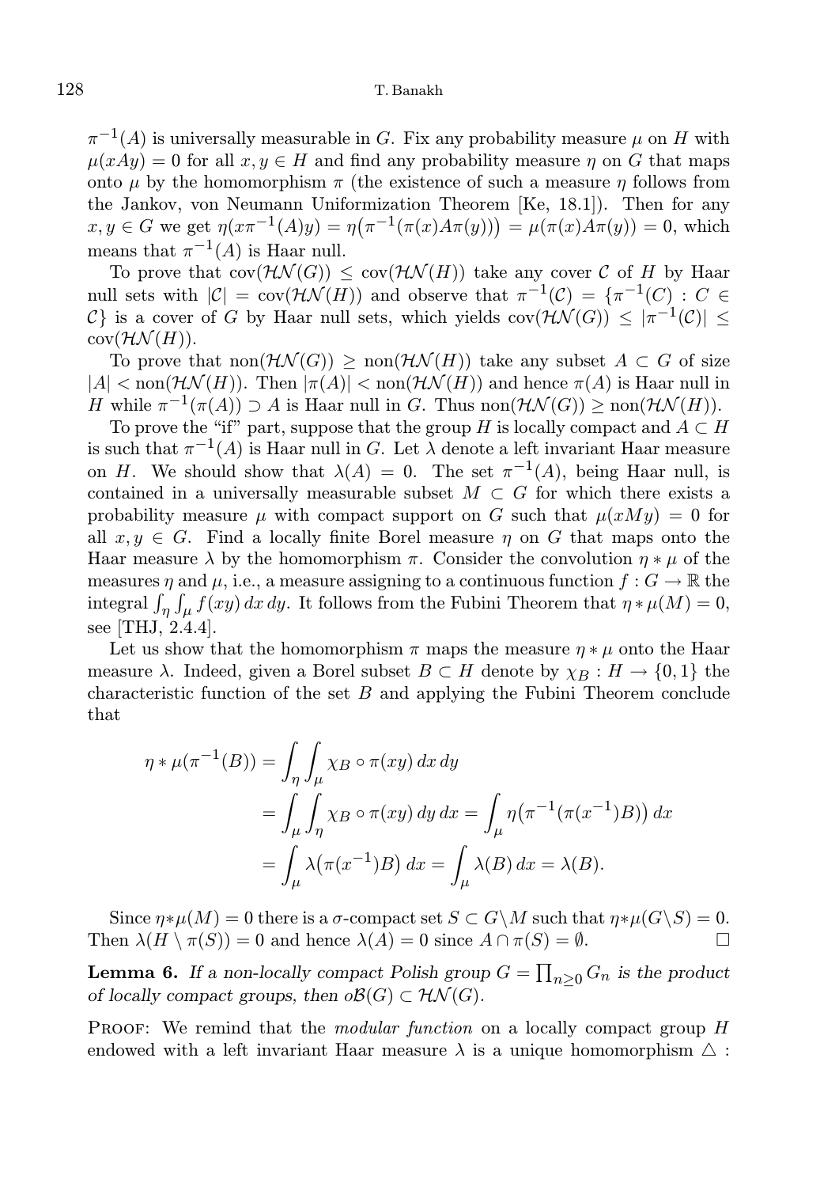$\pi^{-1}(A)$ is universally measurable in $G$. Fix any probability measure $\mu$ on $H$ with $\mu(xAy) = 0$ for all $x, y \in H$ and find any probability measure $\eta$ on $G$ that maps onto $\mu$ by the homomorphism $\pi$ (the existence of such a measure $\eta$ follows from the Jankov, von Neumann Uniformization Theorem [Ke, 18.1]). Then for any $x, y \in G$ we get $\eta(x\pi^{-1}(A)y) = \eta\big(\pi^{-1}(\pi(x)A\pi(y))\big) = \mu(\pi(x)A\pi(y)) = 0$, which means that $\pi^{-1}(A)$ is Haar null.

To prove that $\mathrm{cov}(\mathcal{HN}(G)) \le \mathrm{cov}(\mathcal{HN}(H))$ take any cover $\mathcal{C}$ of $H$ by Haar null sets with $|\mathcal{C}| = \mathrm{cov}(\mathcal{HN}(H))$ and observe that $\pi^{-1}(\mathcal{C}) = \{\pi^{-1}(C) : C \in \mathcal{C}\}$ is a cover of $G$ by Haar null sets, which yields $\mathrm{cov}(\mathcal{HN}(G)) \le |\pi^{-1}(\mathcal{C})| \le \mathrm{cov}(\mathcal{HN}(H))$.

To prove that $\mathrm{non}(\mathcal{HN}(G)) \ge \mathrm{non}(\mathcal{HN}(H))$ take any subset $A \subset G$ of size $|A| < \mathrm{non}(\mathcal{HN}(H))$. Then $|\pi(A)| < \mathrm{non}(\mathcal{HN}(H))$ and hence $\pi(A)$ is Haar null in $H$ while $\pi^{-1}(\pi(A)) \supset A$ is Haar null in $G$. Thus $\mathrm{non}(\mathcal{HN}(G)) \ge \mathrm{non}(\mathcal{HN}(H))$.

To prove the "if" part, suppose that the group $H$ is locally compact and $A \subset H$ is such that $\pi^{-1}(A)$ is Haar null in $G$. Let $\lambda$ denote a left invariant Haar measure on $H$. We should show that $\lambda(A) = 0$. The set $\pi^{-1}(A)$, being Haar null, is contained in a universally measurable subset $M \subset G$ for which there exists a probability measure $\mu$ with compact support on $G$ such that $\mu(xMy) = 0$ for all $x, y \in G$. Find a locally finite Borel measure $\eta$ on $G$ that maps onto the Haar measure $\lambda$ by the homomorphism $\pi$. Consider the convolution $\eta * \mu$ of the measures $\eta$ and $\mu$, i.e., a measure assigning to a continuous function $f : G \to \mathbb{R}$ the integral $\int_\eta \int_\mu f(xy)\, dx\, dy$. It follows from the Fubini Theorem that $\eta * \mu(M) = 0$, see [THJ, 2.4.4].

Let us show that the homomorphism $\pi$ maps the measure $\eta * \mu$ onto the Haar measure $\lambda$. Indeed, given a Borel subset $B \subset H$ denote by $\chi_B : H \to \{0, 1\}$ the characteristic function of the set $B$ and applying the Fubini Theorem conclude that

$$
\begin{aligned}
\eta * \mu(\pi^{-1}(B)) &= \int_\eta \int_\mu \chi_B \circ \pi(xy)\, dx\, dy \\
&= \int_\mu \int_\eta \chi_B \circ \pi(xy)\, dy\, dx = \int_\mu \eta\big(\pi^{-1}(\pi(x^{-1})B)\big)\, dx \\
&= \int_\mu \lambda\big(\pi(x^{-1})B\big)\, dx = \int_\mu \lambda(B)\, dx = \lambda(B).
\end{aligned}
$$

Since $\eta * \mu(M) = 0$ there is a $\sigma$-compact set $S \subset G \setminus M$ such that $\eta * \mu(G \setminus S) = 0$. Then $\lambda(H \setminus \pi(S)) = 0$ and hence $\lambda(A) = 0$ since $A \cap \pi(S) = \emptyset$. $\square$

**Lemma 6.** *If a non-locally compact Polish group $G = \prod_{n \ge 0} G_n$ is the product of locally compact groups, then $o\mathcal{B}(G) \subset \mathcal{HN}(G)$.*

Proof: We remind that the *modular function* on a locally compact group $H$ endowed with a left invariant Haar measure $\lambda$ is a unique homomorphism $\triangle$ :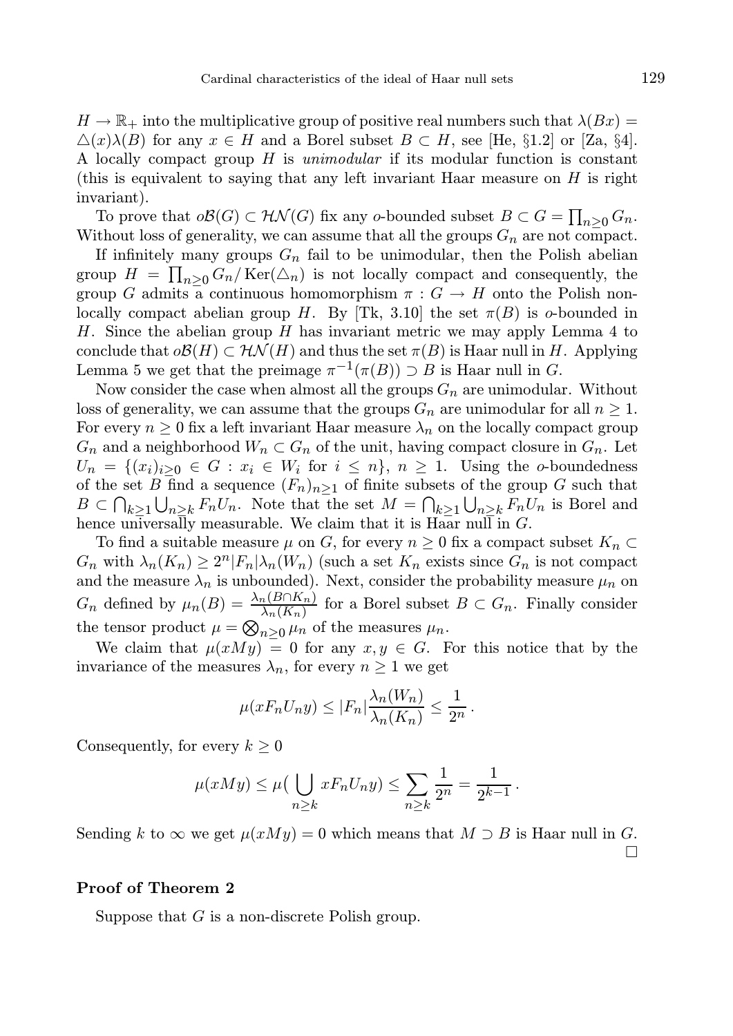$H \to \mathbb{R}_+$ into the multiplicative group of positive real numbers such that $\lambda(Bx) = \triangle(x)\lambda(B)$ for any $x \in H$ and a Borel subset $B \subset H$, see [He, §1.2] or [Za, §4]. A locally compact group $H$ is *unimodular* if its modular function is constant (this is equivalent to saying that any left invariant Haar measure on $H$ is right invariant).

To prove that $o\mathcal{B}(G) \subset \mathcal{HN}(G)$ fix any $o$-bounded subset $B \subset G = \prod_{n \geq 0} G_n$. Without loss of generality, we can assume that all the groups $G_n$ are not compact.

If infinitely many groups $G_n$ fail to be unimodular, then the Polish abelian group $H = \prod_{n \geq 0} G_n / \operatorname{Ker}(\triangle_n)$ is not locally compact and consequently, the group $G$ admits a continuous homomorphism $\pi : G \to H$ onto the Polish non-locally compact abelian group $H$. By [Tk, 3.10] the set $\pi(B)$ is $o$-bounded in $H$. Since the abelian group $H$ has invariant metric we may apply Lemma 4 to conclude that $o\mathcal{B}(H) \subset \mathcal{HN}(H)$ and thus the set $\pi(B)$ is Haar null in $H$. Applying Lemma 5 we get that the preimage $\pi^{-1}(\pi(B)) \supset B$ is Haar null in $G$.

Now consider the case when almost all the groups $G_n$ are unimodular. Without loss of generality, we can assume that the groups $G_n$ are unimodular for all $n \geq 1$. For every $n \geq 0$ fix a left invariant Haar measure $\lambda_n$ on the locally compact group $G_n$ and a neighborhood $W_n \subset G_n$ of the unit, having compact closure in $G_n$. Let $U_n = \{(x_i)_{i \geq 0} \in G : x_i \in W_i \text{ for } i \leq n\}$, $n \geq 1$. Using the $o$-boundedness of the set $B$ find a sequence $(F_n)_{n \geq 1}$ of finite subsets of the group $G$ such that $B \subset \bigcap_{k \geq 1} \bigcup_{n \geq k} F_n U_n$. Note that the set $M = \bigcap_{k \geq 1} \bigcup_{n \geq k} F_n U_n$ is Borel and hence universally measurable. We claim that it is Haar null in $G$.

To find a suitable measure $\mu$ on $G$, for every $n \geq 0$ fix a compact subset $K_n \subset G_n$ with $\lambda_n(K_n) \geq 2^n |F_n| \lambda_n(W_n)$ (such a set $K_n$ exists since $G_n$ is not compact and the measure $\lambda_n$ is unbounded). Next, consider the probability measure $\mu_n$ on $G_n$ defined by $\mu_n(B) = \frac{\lambda_n(B \cap K_n)}{\lambda_n(K_n)}$ for a Borel subset $B \subset G_n$. Finally consider the tensor product $\mu = \bigotimes_{n \geq 0} \mu_n$ of the measures $\mu_n$.

We claim that $\mu(xMy) = 0$ for any $x, y \in G$. For this notice that by the invariance of the measures $\lambda_n$, for every $n \geq 1$ we get

$$\mu(xF_nU_ny) \leq |F_n| \frac{\lambda_n(W_n)}{\lambda_n(K_n)} \leq \frac{1}{2^n}.$$

Consequently, for every $k \geq 0$

$$\mu(xMy) \leq \mu\Big(\bigcup_{n \geq k} xF_nU_ny\Big) \leq \sum_{n \geq k} \frac{1}{2^n} = \frac{1}{2^{k-1}}.$$

Sending $k$ to $\infty$ we get $\mu(xMy) = 0$ which means that $M \supset B$ is Haar null in $G$. □

**Proof of Theorem 2**

Suppose that $G$ is a non-discrete Polish group.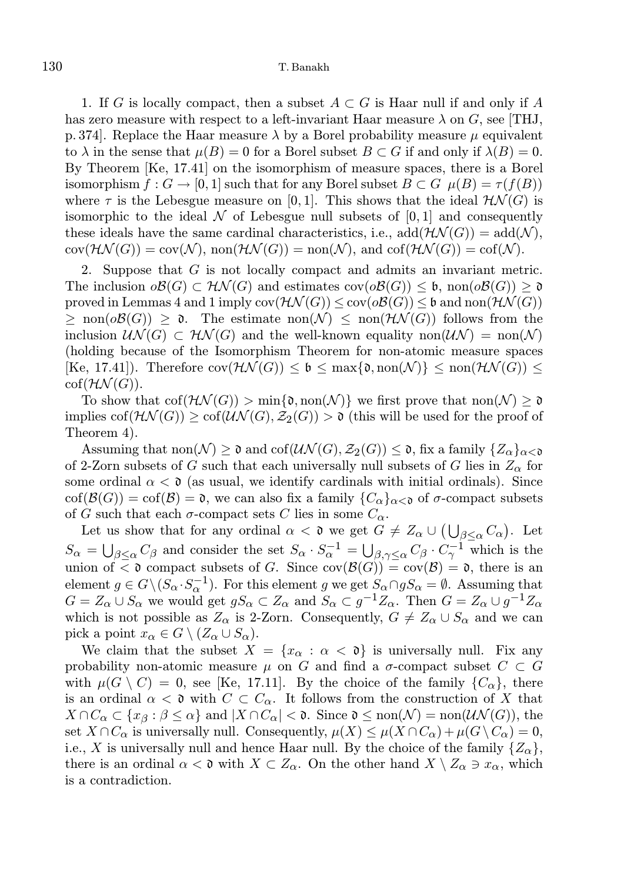1. If $G$ is locally compact, then a subset $A \subset G$ is Haar null if and only if $A$ has zero measure with respect to a left-invariant Haar measure $\lambda$ on $G$, see [THJ, p. 374]. Replace the Haar measure $\lambda$ by a Borel probability measure $\mu$ equivalent to $\lambda$ in the sense that $\mu(B) = 0$ for a Borel subset $B \subset G$ if and only if $\lambda(B) = 0$. By Theorem [Ke, 17.41] on the isomorphism of measure spaces, there is a Borel isomorphism $f : G \to [0, 1]$ such that for any Borel subset $B \subset G$ $\mu(B) = \tau(f(B))$ where $\tau$ is the Lebesgue measure on $[0, 1]$. This shows that the ideal $\mathcal{HN}(G)$ is isomorphic to the ideal $\mathcal{N}$ of Lebesgue null subsets of $[0, 1]$ and consequently these ideals have the same cardinal characteristics, i.e., $\mathrm{add}(\mathcal{HN}(G)) = \mathrm{add}(\mathcal{N})$, $\mathrm{cov}(\mathcal{HN}(G)) = \mathrm{cov}(\mathcal{N})$, $\mathrm{non}(\mathcal{HN}(G)) = \mathrm{non}(\mathcal{N})$, and $\mathrm{cof}(\mathcal{HN}(G)) = \mathrm{cof}(\mathcal{N})$.

2. Suppose that $G$ is not locally compact and admits an invariant metric. The inclusion $o\mathcal{B}(G) \subset \mathcal{HN}(G)$ and estimates $\mathrm{cov}(o\mathcal{B}(G)) \le \mathfrak{b}$, $\mathrm{non}(o\mathcal{B}(G)) \ge \mathfrak{d}$ proved in Lemmas 4 and 1 imply $\mathrm{cov}(\mathcal{HN}(G)) \le \mathrm{cov}(o\mathcal{B}(G)) \le \mathfrak{b}$ and $\mathrm{non}(\mathcal{HN}(G)) \ge \mathrm{non}(o\mathcal{B}(G)) \ge \mathfrak{d}$. The estimate $\mathrm{non}(\mathcal{N}) \le \mathrm{non}(\mathcal{HN}(G))$ follows from the inclusion $\mathcal{UN}(G) \subset \mathcal{HN}(G)$ and the well-known equality $\mathrm{non}(\mathcal{UN}) = \mathrm{non}(\mathcal{N})$ (holding because of the Isomorphism Theorem for non-atomic measure spaces [Ke, 17.41]). Therefore $\mathrm{cov}(\mathcal{HN}(G)) \le \mathfrak{b} \le \max\{\mathfrak{d}, \mathrm{non}(\mathcal{N})\} \le \mathrm{non}(\mathcal{HN}(G)) \le \mathrm{cof}(\mathcal{HN}(G))$.

To show that $\mathrm{cof}(\mathcal{HN}(G)) > \min\{\mathfrak{d}, \mathrm{non}(\mathcal{N})\}$ we first prove that $\mathrm{non}(\mathcal{N}) \ge \mathfrak{d}$ implies $\mathrm{cof}(\mathcal{HN}(G)) \ge \mathrm{cof}(\mathcal{UN}(G), \mathcal{Z}_2(G)) > \mathfrak{d}$ (this will be used for the proof of Theorem 4).

Assuming that $\mathrm{non}(\mathcal{N}) \ge \mathfrak{d}$ and $\mathrm{cof}(\mathcal{UN}(G), \mathcal{Z}_2(G)) \le \mathfrak{d}$, fix a family $\{Z_\alpha\}_{\alpha<\mathfrak{d}}$ of 2-Zorn subsets of $G$ such that each universally null subsets of $G$ lies in $Z_\alpha$ for some ordinal $\alpha < \mathfrak{d}$ (as usual, we identify cardinals with initial ordinals). Since $\mathrm{cof}(\mathcal{B}(G)) = \mathrm{cof}(\mathcal{B}) = \mathfrak{d}$, we can also fix a family $\{C_\alpha\}_{\alpha<\mathfrak{d}}$ of $\sigma$-compact subsets of $G$ such that each $\sigma$-compact sets $C$ lies in some $C_\alpha$.

Let us show that for any ordinal $\alpha < \mathfrak{d}$ we get $G \ne Z_\alpha \cup \left(\bigcup_{\beta\le\alpha} C_\alpha\right)$. Let $S_\alpha = \bigcup_{\beta\le\alpha} C_\beta$ and consider the set $S_\alpha \cdot S_\alpha^{-1} = \bigcup_{\beta,\gamma\le\alpha} C_\beta \cdot C_\gamma^{-1}$ which is the union of $< \mathfrak{d}$ compact subsets of $G$. Since $\mathrm{cov}(\mathcal{B}(G)) = \mathrm{cov}(\mathcal{B}) = \mathfrak{d}$, there is an element $g \in G\setminus(S_\alpha \cdot S_\alpha^{-1})$. For this element $g$ we get $S_\alpha \cap gS_\alpha = \emptyset$. Assuming that $G = Z_\alpha \cup S_\alpha$ we would get $gS_\alpha \subset Z_\alpha$ and $S_\alpha \subset g^{-1}Z_\alpha$. Then $G = Z_\alpha \cup g^{-1}Z_\alpha$ which is not possible as $Z_\alpha$ is 2-Zorn. Consequently, $G \ne Z_\alpha \cup S_\alpha$ and we can pick a point $x_\alpha \in G \setminus (Z_\alpha \cup S_\alpha)$.

We claim that the subset $X = \{x_\alpha : \alpha < \mathfrak{d}\}$ is universally null. Fix any probability non-atomic measure $\mu$ on $G$ and find a $\sigma$-compact subset $C \subset G$ with $\mu(G \setminus C) = 0$, see [Ke, 17.11]. By the choice of the family $\{C_\alpha\}$, there is an ordinal $\alpha < \mathfrak{d}$ with $C \subset C_\alpha$. It follows from the construction of $X$ that $X \cap C_\alpha \subset \{x_\beta : \beta \le \alpha\}$ and $|X \cap C_\alpha| < \mathfrak{d}$. Since $\mathfrak{d} \le \mathrm{non}(\mathcal{N}) = \mathrm{non}(\mathcal{UN}(G))$, the set $X \cap C_\alpha$ is universally null. Consequently, $\mu(X) \le \mu(X \cap C_\alpha) + \mu(G \setminus C_\alpha) = 0$, i.e., $X$ is universally null and hence Haar null. By the choice of the family $\{Z_\alpha\}$, there is an ordinal $\alpha < \mathfrak{d}$ with $X \subset Z_\alpha$. On the other hand $X \setminus Z_\alpha \ni x_\alpha$, which is a contradiction.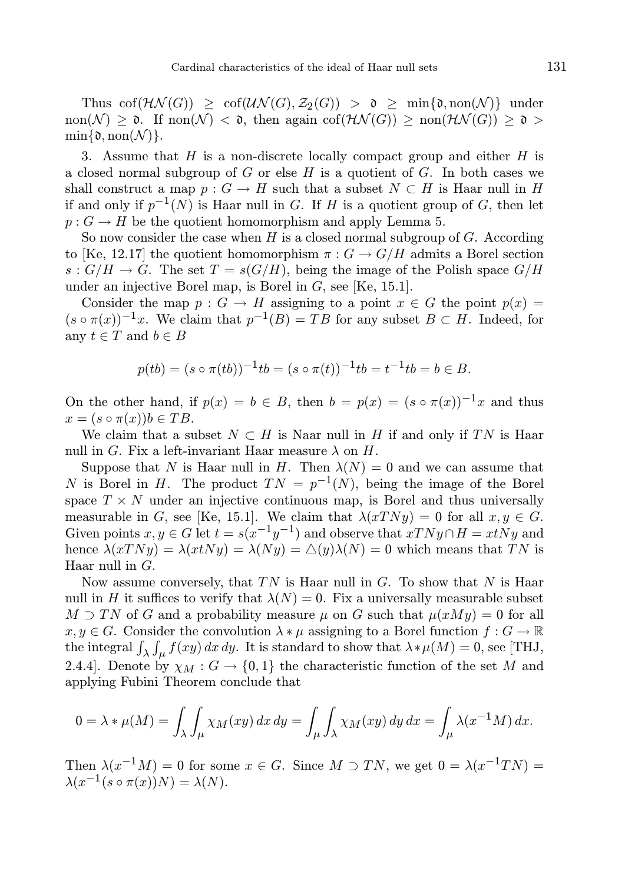Thus $\mathrm{cof}(\mathcal{HN}(G)) \geq \mathrm{cof}(\mathcal{UN}(G), \mathcal{Z}_2(G)) > \mathfrak{d} \geq \min\{\mathfrak{d}, \mathrm{non}(\mathcal{N})\}$ under $\mathrm{non}(\mathcal{N}) \geq \mathfrak{d}$. If $\mathrm{non}(\mathcal{N}) < \mathfrak{d}$, then again $\mathrm{cof}(\mathcal{HN}(G)) \geq \mathrm{non}(\mathcal{HN}(G)) \geq \mathfrak{d} > \min\{\mathfrak{d}, \mathrm{non}(\mathcal{N})\}$.

3. Assume that $H$ is a non-discrete locally compact group and either $H$ is a closed normal subgroup of $G$ or else $H$ is a quotient of $G$. In both cases we shall construct a map $p : G \to H$ such that a subset $N \subset H$ is Haar null in $H$ if and only if $p^{-1}(N)$ is Haar null in $G$. If $H$ is a quotient group of $G$, then let $p : G \to H$ be the quotient homomorphism and apply Lemma 5.

So now consider the case when $H$ is a closed normal subgroup of $G$. According to [Ke, 12.17] the quotient homomorphism $\pi : G \to G/H$ admits a Borel section $s : G/H \to G$. The set $T = s(G/H)$, being the image of the Polish space $G/H$ under an injective Borel map, is Borel in $G$, see [Ke, 15.1].

Consider the map $p : G \to H$ assigning to a point $x \in G$ the point $p(x) = (s \circ \pi(x))^{-1}x$. We claim that $p^{-1}(B) = TB$ for any subset $B \subset H$. Indeed, for any $t \in T$ and $b \in B$

$$p(tb) = (s \circ \pi(tb))^{-1}tb = (s \circ \pi(t))^{-1}tb = t^{-1}tb = b \in B.$$

On the other hand, if $p(x) = b \in B$, then $b = p(x) = (s \circ \pi(x))^{-1}x$ and thus $x = (s \circ \pi(x))b \in TB$.

We claim that a subset $N \subset H$ is Naar null in $H$ if and only if $TN$ is Haar null in $G$. Fix a left-invariant Haar measure $\lambda$ on $H$.

Suppose that $N$ is Haar null in $H$. Then $\lambda(N) = 0$ and we can assume that $N$ is Borel in $H$. The product $TN = p^{-1}(N)$, being the image of the Borel space $T \times N$ under an injective continuous map, is Borel and thus universally measurable in $G$, see [Ke, 15.1]. We claim that $\lambda(xTNy) = 0$ for all $x, y \in G$. Given points $x, y \in G$ let $t = s(x^{-1}y^{-1})$ and observe that $xTNy \cap H = xtNy$ and hence $\lambda(xTNy) = \lambda(xtNy) = \lambda(Ny) = \triangle(y)\lambda(N) = 0$ which means that $TN$ is Haar null in $G$.

Now assume conversely, that $TN$ is Haar null in $G$. To show that $N$ is Haar null in $H$ it suffices to verify that $\lambda(N) = 0$. Fix a universally measurable subset $M \supset TN$ of $G$ and a probability measure $\mu$ on $G$ such that $\mu(xMy) = 0$ for all $x, y \in G$. Consider the convolution $\lambda * \mu$ assigning to a Borel function $f : G \to \mathbb{R}$ the integral $\int_\lambda \int_\mu f(xy)\,dx\,dy$. It is standard to show that $\lambda * \mu(M) = 0$, see [THJ, 2.4.4]. Denote by $\chi_M : G \to \{0, 1\}$ the characteristic function of the set $M$ and applying Fubini Theorem conclude that

$$0 = \lambda * \mu(M) = \int_\lambda \int_\mu \chi_M(xy)\,dx\,dy = \int_\mu \int_\lambda \chi_M(xy)\,dy\,dx = \int_\mu \lambda(x^{-1}M)\,dx.$$

Then $\lambda(x^{-1}M) = 0$ for some $x \in G$. Since $M \supset TN$, we get $0 = \lambda(x^{-1}TN) = \lambda(x^{-1}(s \circ \pi(x))N) = \lambda(N)$.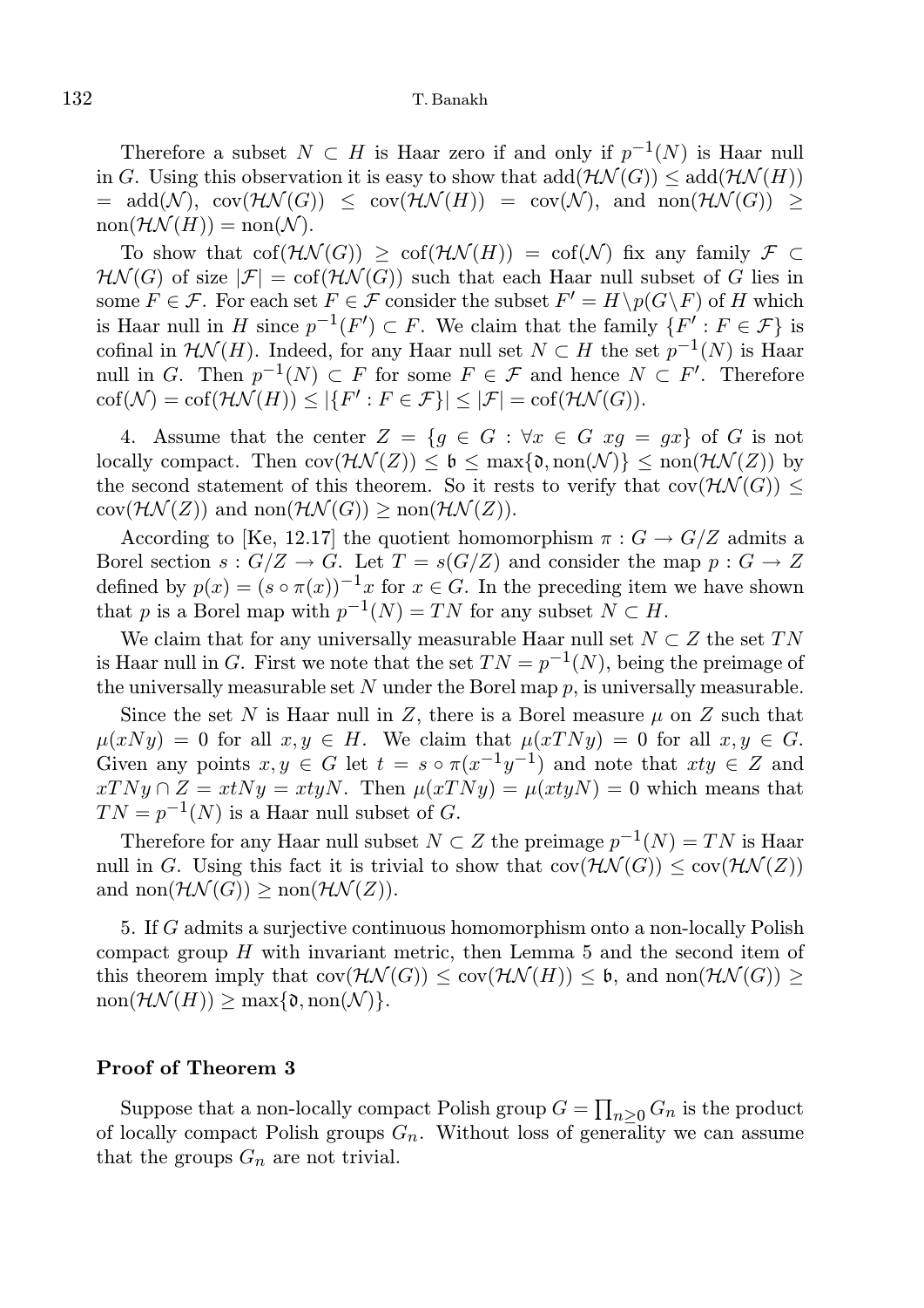Therefore a subset $N \subset H$ is Haar zero if and only if $p^{-1}(N)$ is Haar null in $G$. Using this observation it is easy to show that $\mathrm{add}(\mathcal{HN}(G)) \le \mathrm{add}(\mathcal{HN}(H)) = \mathrm{add}(\mathcal{N})$, $\mathrm{cov}(\mathcal{HN}(G)) \le \mathrm{cov}(\mathcal{HN}(H)) = \mathrm{cov}(\mathcal{N})$, and $\mathrm{non}(\mathcal{HN}(G)) \ge \mathrm{non}(\mathcal{HN}(H)) = \mathrm{non}(\mathcal{N})$.

To show that $\mathrm{cof}(\mathcal{HN}(G)) \ge \mathrm{cof}(\mathcal{HN}(H)) = \mathrm{cof}(\mathcal{N})$ fix any family $\mathcal{F} \subset \mathcal{HN}(G)$ of size $|\mathcal{F}| = \mathrm{cof}(\mathcal{HN}(G))$ such that each Haar null subset of $G$ lies in some $F \in \mathcal{F}$. For each set $F \in \mathcal{F}$ consider the subset $F' = H \setminus p(G \setminus F)$ of $H$ which is Haar null in $H$ since $p^{-1}(F') \subset F$. We claim that the family $\{F' : F \in \mathcal{F}\}$ is cofinal in $\mathcal{HN}(H)$. Indeed, for any Haar null set $N \subset H$ the set $p^{-1}(N)$ is Haar null in $G$. Then $p^{-1}(N) \subset F$ for some $F \in \mathcal{F}$ and hence $N \subset F'$. Therefore $\mathrm{cof}(\mathcal{N}) = \mathrm{cof}(\mathcal{HN}(H)) \le |\{F' : F \in \mathcal{F}\}| \le |\mathcal{F}| = \mathrm{cof}(\mathcal{HN}(G))$.

4. Assume that the center $Z = \{g \in G : \forall x \in G\ xg = gx\}$ of $G$ is not locally compact. Then $\mathrm{cov}(\mathcal{HN}(Z)) \le \mathfrak{b} \le \max\{\mathfrak{d}, \mathrm{non}(\mathcal{N})\} \le \mathrm{non}(\mathcal{HN}(Z))$ by the second statement of this theorem. So it rests to verify that $\mathrm{cov}(\mathcal{HN}(G)) \le \mathrm{cov}(\mathcal{HN}(Z))$ and $\mathrm{non}(\mathcal{HN}(G)) \ge \mathrm{non}(\mathcal{HN}(Z))$.

According to [Ke, 12.17] the quotient homomorphism $\pi : G \to G/Z$ admits a Borel section $s : G/Z \to G$. Let $T = s(G/Z)$ and consider the map $p : G \to Z$ defined by $p(x) = (s \circ \pi(x))^{-1}x$ for $x \in G$. In the preceding item we have shown that $p$ is a Borel map with $p^{-1}(N) = TN$ for any subset $N \subset H$.

We claim that for any universally measurable Haar null set $N \subset Z$ the set $TN$ is Haar null in $G$. First we note that the set $TN = p^{-1}(N)$, being the preimage of the universally measurable set $N$ under the Borel map $p$, is universally measurable.

Since the set $N$ is Haar null in $Z$, there is a Borel measure $\mu$ on $Z$ such that $\mu(xNy) = 0$ for all $x, y \in H$. We claim that $\mu(xTNy) = 0$ for all $x, y \in G$. Given any points $x, y \in G$ let $t = s \circ \pi(x^{-1}y^{-1})$ and note that $xty \in Z$ and $xTNy \cap Z = xtNy = xtyN$. Then $\mu(xTNy) = \mu(xtyN) = 0$ which means that $TN = p^{-1}(N)$ is a Haar null subset of $G$.

Therefore for any Haar null subset $N \subset Z$ the preimage $p^{-1}(N) = TN$ is Haar null in $G$. Using this fact it is trivial to show that $\mathrm{cov}(\mathcal{HN}(G)) \le \mathrm{cov}(\mathcal{HN}(Z))$ and $\mathrm{non}(\mathcal{HN}(G)) \ge \mathrm{non}(\mathcal{HN}(Z))$.

5. If $G$ admits a surjective continuous homomorphism onto a non-locally Polish compact group $H$ with invariant metric, then Lemma 5 and the second item of this theorem imply that $\mathrm{cov}(\mathcal{HN}(G)) \le \mathrm{cov}(\mathcal{HN}(H)) \le \mathfrak{b}$, and $\mathrm{non}(\mathcal{HN}(G)) \ge \mathrm{non}(\mathcal{HN}(H)) \ge \max\{\mathfrak{d}, \mathrm{non}(\mathcal{N})\}$.

**Proof of Theorem 3**

Suppose that a non-locally compact Polish group $G = \prod_{n \ge 0} G_n$ is the product of locally compact Polish groups $G_n$. Without loss of generality we can assume that the groups $G_n$ are not trivial.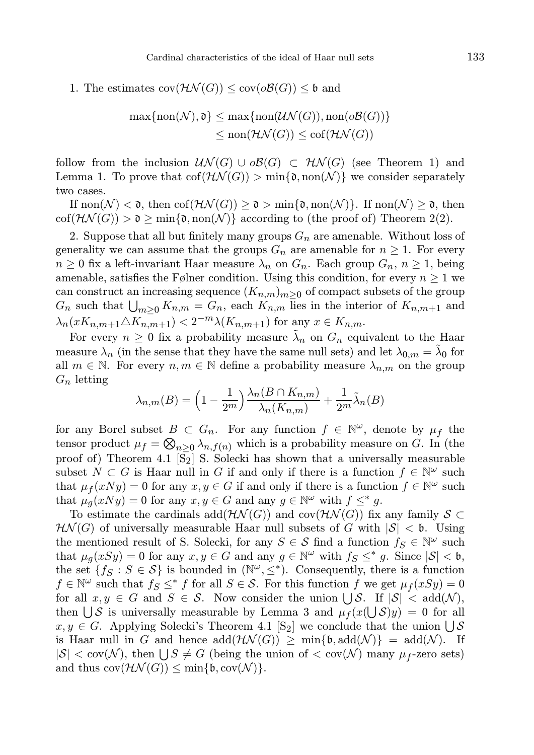1. The estimates $\operatorname{cov}(\mathcal{HN}(G)) \le \operatorname{cov}(o\mathcal{B}(G)) \le \mathfrak{b}$ and

$$\max\{\operatorname{non}(\mathcal{N}), \mathfrak{d}\} \le \max\{\operatorname{non}(\mathcal{UN}(G)), \operatorname{non}(o\mathcal{B}(G))\}$$
$$\le \operatorname{non}(\mathcal{HN}(G)) \le \operatorname{cof}(\mathcal{HN}(G))$$

follow from the inclusion $\mathcal{UN}(G) \cup o\mathcal{B}(G) \subset \mathcal{HN}(G)$ (see Theorem 1) and Lemma 1. To prove that $\operatorname{cof}(\mathcal{HN}(G)) > \min\{\mathfrak{d}, \operatorname{non}(\mathcal{N})\}$ we consider separately two cases.

If $\operatorname{non}(\mathcal{N}) < \mathfrak{d}$, then $\operatorname{cof}(\mathcal{HN}(G)) \ge \mathfrak{d} > \min\{\mathfrak{d}, \operatorname{non}(\mathcal{N})\}$. If $\operatorname{non}(\mathcal{N}) \ge \mathfrak{d}$, then $\operatorname{cof}(\mathcal{HN}(G)) > \mathfrak{d} \ge \min\{\mathfrak{d}, \operatorname{non}(\mathcal{N})\}$ according to (the proof of) Theorem 2(2).

2. Suppose that all but finitely many groups $G_n$ are amenable. Without loss of generality we can assume that the groups $G_n$ are amenable for $n \ge 1$. For every $n \ge 0$ fix a left-invariant Haar measure $\lambda_n$ on $G_n$. Each group $G_n$, $n \ge 1$, being amenable, satisfies the Følner condition. Using this condition, for every $n \ge 1$ we can construct an increasing sequence $(K_{n,m})_{m\ge 0}$ of compact subsets of the group $G_n$ such that $\bigcup_{m\ge 0} K_{n,m} = G_n$, each $K_{n,m}$ lies in the interior of $K_{n,m+1}$ and $\lambda_n(xK_{n,m+1} \triangle K_{n,m+1}) < 2^{-m}\lambda(K_{n,m+1})$ for any $x \in K_{n,m}$.

For every $n \ge 0$ fix a probability measure $\tilde{\lambda}_n$ on $G_n$ equivalent to the Haar measure $\lambda_n$ (in the sense that they have the same null sets) and let $\lambda_{0,m} = \tilde{\lambda}_0$ for all $m \in \mathbb{N}$. For every $n, m \in \mathbb{N}$ define a probability measure $\lambda_{n,m}$ on the group $G_n$ letting

$$\lambda_{n,m}(B) = \Big(1 - \frac{1}{2^m}\Big)\frac{\lambda_n(B \cap K_{n,m})}{\lambda_n(K_{n,m})} + \frac{1}{2^m}\tilde{\lambda}_n(B)$$

for any Borel subset $B \subset G_n$. For any function $f \in \mathbb{N}^\omega$, denote by $\mu_f$ the tensor product $\mu_f = \bigotimes_{n\ge 0} \lambda_{n,f(n)}$ which is a probability measure on $G$. In (the proof of) Theorem 4.1 [S$_2$] S. Solecki has shown that a universally measurable subset $N \subset G$ is Haar null in $G$ if and only if there is a function $f \in \mathbb{N}^\omega$ such that $\mu_f(xNy) = 0$ for any $x, y \in G$ if and only if there is a function $f \in \mathbb{N}^\omega$ such that $\mu_g(xNy) = 0$ for any $x, y \in G$ and any $g \in \mathbb{N}^\omega$ with $f \le^* g$.

To estimate the cardinals $\operatorname{add}(\mathcal{HN}(G))$ and $\operatorname{cov}(\mathcal{HN}(G))$ fix any family $\mathcal{S} \subset \mathcal{HN}(G)$ of universally measurable Haar null subsets of $G$ with $|\mathcal{S}| < \mathfrak{b}$. Using the mentioned result of S. Solecki, for any $S \in \mathcal{S}$ find a function $f_S \in \mathbb{N}^\omega$ such that $\mu_g(xSy) = 0$ for any $x, y \in G$ and any $g \in \mathbb{N}^\omega$ with $f_S \le^* g$. Since $|\mathcal{S}| < \mathfrak{b}$, the set $\{f_S : S \in \mathcal{S}\}$ is bounded in $(\mathbb{N}^\omega, \le^*)$. Consequently, there is a function $f \in \mathbb{N}^\omega$ such that $f_S \le^* f$ for all $S \in \mathcal{S}$. For this function $f$ we get $\mu_f(xSy) = 0$ for all $x, y \in G$ and $S \in \mathcal{S}$. Now consider the union $\bigcup \mathcal{S}$. If $|\mathcal{S}| < \operatorname{add}(\mathcal{N})$, then $\bigcup \mathcal{S}$ is universally measurable by Lemma 3 and $\mu_f(x(\bigcup \mathcal{S})y) = 0$ for all $x, y \in G$. Applying Solecki's Theorem 4.1 [S$_2$] we conclude that the union $\bigcup \mathcal{S}$ is Haar null in $G$ and hence $\operatorname{add}(\mathcal{HN}(G)) \ge \min\{\mathfrak{b}, \operatorname{add}(\mathcal{N})\} = \operatorname{add}(\mathcal{N})$. If $|\mathcal{S}| < \operatorname{cov}(\mathcal{N})$, then $\bigcup S \ne G$ (being the union of $< \operatorname{cov}(\mathcal{N})$ many $\mu_f$-zero sets) and thus $\operatorname{cov}(\mathcal{HN}(G)) \le \min\{\mathfrak{b}, \operatorname{cov}(\mathcal{N})\}$.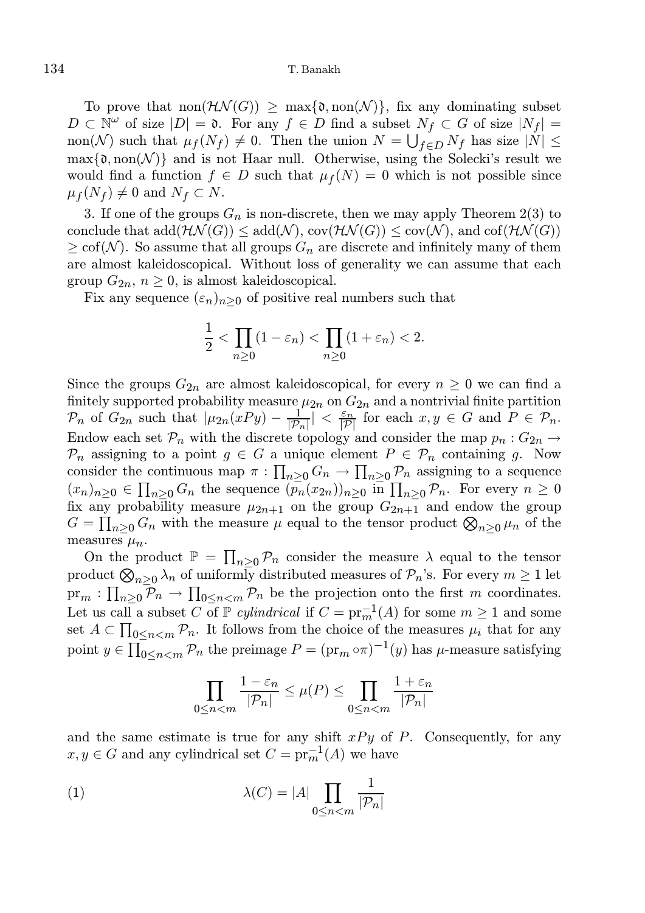To prove that $\mathrm{non}(\mathcal{HN}(G)) \geq \max\{\mathfrak{d}, \mathrm{non}(\mathcal{N})\}$, fix any dominating subset $D \subset \mathbb{N}^\omega$ of size $|D| = \mathfrak{d}$. For any $f \in D$ find a subset $N_f \subset G$ of size $|N_f| = \mathrm{non}(\mathcal{N})$ such that $\mu_f(N_f) \neq 0$. Then the union $N = \bigcup_{f \in D} N_f$ has size $|N| \leq \max\{\mathfrak{d}, \mathrm{non}(\mathcal{N})\}$ and is not Haar null. Otherwise, using the Solecki's result we would find a function $f \in D$ such that $\mu_f(N) = 0$ which is not possible since $\mu_f(N_f) \neq 0$ and $N_f \subset N$.

3. If one of the groups $G_n$ is non-discrete, then we may apply Theorem 2(3) to conclude that $\mathrm{add}(\mathcal{HN}(G)) \leq \mathrm{add}(\mathcal{N})$, $\mathrm{cov}(\mathcal{HN}(G)) \leq \mathrm{cov}(\mathcal{N})$, and $\mathrm{cof}(\mathcal{HN}(G)) \geq \mathrm{cof}(\mathcal{N})$. So assume that all groups $G_n$ are discrete and infinitely many of them are almost kaleidoscopical. Without loss of generality we can assume that each group $G_{2n}$, $n \geq 0$, is almost kaleidoscopical.

Fix any sequence $(\varepsilon_n)_{n \geq 0}$ of positive real numbers such that

$$\frac{1}{2} < \prod_{n \geq 0} (1 - \varepsilon_n) < \prod_{n \geq 0} (1 + \varepsilon_n) < 2.$$

Since the groups $G_{2n}$ are almost kaleidoscopical, for every $n \geq 0$ we can find a finitely supported probability measure $\mu_{2n}$ on $G_{2n}$ and a nontrivial finite partition $\mathcal{P}_n$ of $G_{2n}$ such that $|\mu_{2n}(xPy) - \frac{1}{|\mathcal{P}_n|}| < \frac{\varepsilon_n}{|\mathcal{P}|}$ for each $x, y \in G$ and $P \in \mathcal{P}_n$. Endow each set $\mathcal{P}_n$ with the discrete topology and consider the map $p_n : G_{2n} \to \mathcal{P}_n$ assigning to a point $g \in G$ a unique element $P \in \mathcal{P}_n$ containing $g$. Now consider the continuous map $\pi : \prod_{n \geq 0} G_n \to \prod_{n \geq 0} \mathcal{P}_n$ assigning to a sequence $(x_n)_{n \geq 0} \in \prod_{n \geq 0} G_n$ the sequence $(p_n(x_{2n}))_{n \geq 0}$ in $\prod_{n \geq 0} \mathcal{P}_n$. For every $n \geq 0$ fix any probability measure $\mu_{2n+1}$ on the group $G_{2n+1}$ and endow the group $G = \prod_{n \geq 0} G_n$ with the measure $\mu$ equal to the tensor product $\bigotimes_{n \geq 0} \mu_n$ of the measures $\mu_n$.

On the product $\mathbb{P} = \prod_{n \geq 0} \mathcal{P}_n$ consider the measure $\lambda$ equal to the tensor product $\bigotimes_{n \geq 0} \lambda_n$ of uniformly distributed measures of $\mathcal{P}_n$'s. For every $m \geq 1$ let $\mathrm{pr}_m : \prod_{n \geq 0} \mathcal{P}_n \to \prod_{0 \leq n < m} \mathcal{P}_n$ be the projection onto the first $m$ coordinates. Let us call a subset $C$ of $\mathbb{P}$ *cylindrical* if $C = \mathrm{pr}_m^{-1}(A)$ for some $m \geq 1$ and some set $A \subset \prod_{0 \leq n < m} \mathcal{P}_n$. It follows from the choice of the measures $\mu_i$ that for any point $y \in \prod_{0 \leq n < m} \mathcal{P}_n$ the preimage $P = (\mathrm{pr}_m \circ \pi)^{-1}(y)$ has $\mu$-measure satisfying

$$\prod_{0 \leq n < m} \frac{1 - \varepsilon_n}{|\mathcal{P}_n|} \leq \mu(P) \leq \prod_{0 \leq n < m} \frac{1 + \varepsilon_n}{|\mathcal{P}_n|}$$

and the same estimate is true for any shift $xPy$ of $P$. Consequently, for any $x, y \in G$ and any cylindrical set $C = \mathrm{pr}_m^{-1}(A)$ we have

$$\lambda(C) = |A| \prod_{0 \leq n < m} \frac{1}{|\mathcal{P}_n|} \tag{1}$$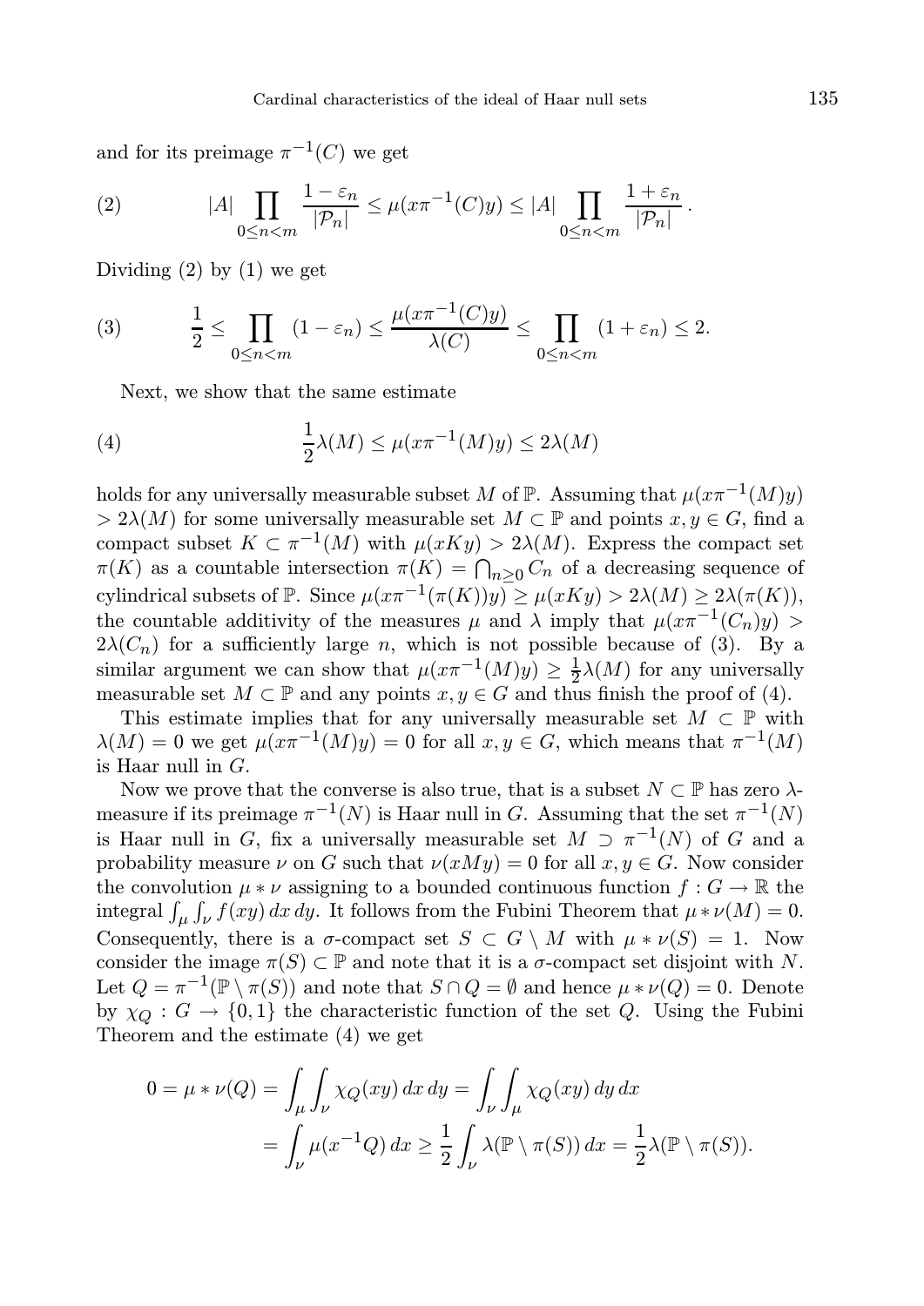and for its preimage $\pi^{-1}(C)$ we get

$$(2) \qquad |A| \prod_{0 \le n < m} \frac{1-\varepsilon_n}{|\mathcal{P}_n|} \le \mu(x\pi^{-1}(C)y) \le |A| \prod_{0 \le n < m} \frac{1+\varepsilon_n}{|\mathcal{P}_n|}.$$

Dividing (2) by (1) we get

$$(3) \qquad \frac{1}{2} \le \prod_{0 \le n < m} (1-\varepsilon_n) \le \frac{\mu(x\pi^{-1}(C)y)}{\lambda(C)} \le \prod_{0 \le n < m} (1+\varepsilon_n) \le 2.$$

Next, we show that the same estimate

$$(4) \qquad \frac{1}{2}\lambda(M) \le \mu(x\pi^{-1}(M)y) \le 2\lambda(M)$$

holds for any universally measurable subset $M$ of $\mathbb{P}$. Assuming that $\mu(x\pi^{-1}(M)y) > 2\lambda(M)$ for some universally measurable set $M \subset \mathbb{P}$ and points $x, y \in G$, find a compact subset $K \subset \pi^{-1}(M)$ with $\mu(xKy) > 2\lambda(M)$. Express the compact set $\pi(K)$ as a countable intersection $\pi(K) = \bigcap_{n \ge 0} C_n$ of a decreasing sequence of cylindrical subsets of $\mathbb{P}$. Since $\mu(x\pi^{-1}(\pi(K))y) \ge \mu(xKy) > 2\lambda(M) \ge 2\lambda(\pi(K))$, the countable additivity of the measures $\mu$ and $\lambda$ imply that $\mu(x\pi^{-1}(C_n)y) > 2\lambda(C_n)$ for a sufficiently large $n$, which is not possible because of (3). By a similar argument we can show that $\mu(x\pi^{-1}(M)y) \ge \frac{1}{2}\lambda(M)$ for any universally measurable set $M \subset \mathbb{P}$ and any points $x, y \in G$ and thus finish the proof of (4).

This estimate implies that for any universally measurable set $M \subset \mathbb{P}$ with $\lambda(M) = 0$ we get $\mu(x\pi^{-1}(M)y) = 0$ for all $x, y \in G$, which means that $\pi^{-1}(M)$ is Haar null in $G$.

Now we prove that the converse is also true, that is a subset $N \subset \mathbb{P}$ has zero $\lambda$-measure if its preimage $\pi^{-1}(N)$ is Haar null in $G$. Assuming that the set $\pi^{-1}(N)$ is Haar null in $G$, fix a universally measurable set $M \supset \pi^{-1}(N)$ of $G$ and a probability measure $\nu$ on $G$ such that $\nu(xMy) = 0$ for all $x, y \in G$. Now consider the convolution $\mu * \nu$ assigning to a bounded continuous function $f : G \to \mathbb{R}$ the integral $\int_\mu \int_\nu f(xy)\,dx\,dy$. It follows from the Fubini Theorem that $\mu * \nu(M) = 0$. Consequently, there is a $\sigma$-compact set $S \subset G \setminus M$ with $\mu * \nu(S) = 1$. Now consider the image $\pi(S) \subset \mathbb{P}$ and note that it is a $\sigma$-compact set disjoint with $N$. Let $Q = \pi^{-1}(\mathbb{P} \setminus \pi(S))$ and note that $S \cap Q = \emptyset$ and hence $\mu * \nu(Q) = 0$. Denote by $\chi_Q : G \to \{0, 1\}$ the characteristic function of the set $Q$. Using the Fubini Theorem and the estimate (4) we get

$$\begin{aligned} 0 = \mu * \nu(Q) &= \int_\mu \int_\nu \chi_Q(xy)\,dx\,dy = \int_\nu \int_\mu \chi_Q(xy)\,dy\,dx \\ &= \int_\nu \mu(x^{-1}Q)\,dx \ge \frac{1}{2}\int_\nu \lambda(\mathbb{P} \setminus \pi(S))\,dx = \frac{1}{2}\lambda(\mathbb{P} \setminus \pi(S)). \end{aligned}$$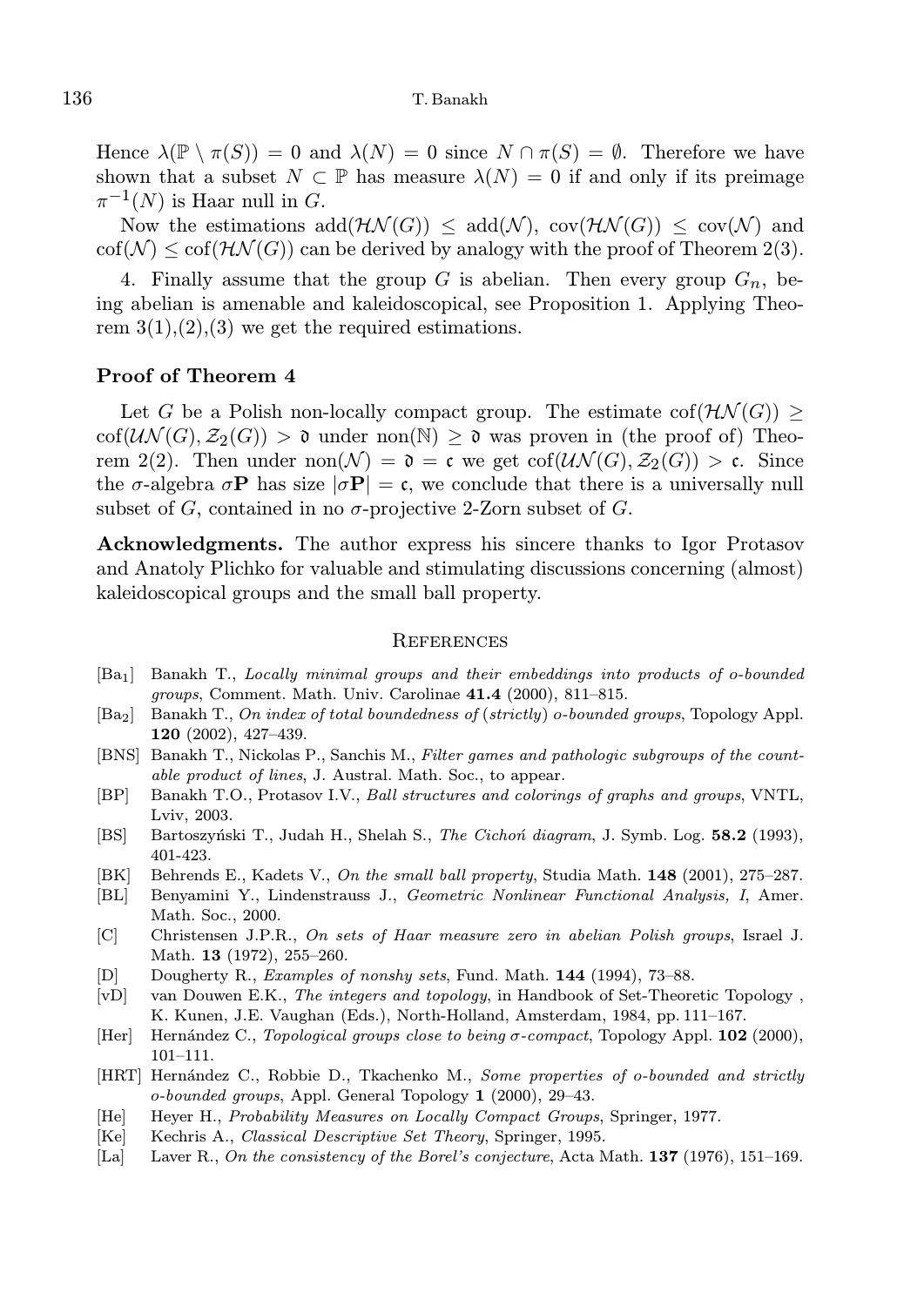Hence $\lambda(\mathbb{P} \setminus \pi(S)) = 0$ and $\lambda(N) = 0$ since $N \cap \pi(S) = \emptyset$. Therefore we have shown that a subset $N \subset \mathbb{P}$ has measure $\lambda(N) = 0$ if and only if its preimage $\pi^{-1}(N)$ is Haar null in $G$.

Now the estimations $\mathrm{add}(\mathcal{HN}(G)) \le \mathrm{add}(\mathcal{N})$, $\mathrm{cov}(\mathcal{HN}(G)) \le \mathrm{cov}(\mathcal{N})$ and $\mathrm{cof}(\mathcal{N}) \le \mathrm{cof}(\mathcal{HN}(G))$ can be derived by analogy with the proof of Theorem 2(3).

4. Finally assume that the group $G$ is abelian. Then every group $G_n$, being abelian is amenable and kaleidoscopical, see Proposition 1. Applying Theorem 3(1),(2),(3) we get the required estimations.

### Proof of Theorem 4

Let $G$ be a Polish non-locally compact group. The estimate $\mathrm{cof}(\mathcal{HN}(G)) \ge \mathrm{cof}(\mathcal{UN}(G), \mathcal{Z}_2(G)) > \mathfrak{d}$ under $\mathrm{non}(\mathbb{N}) \ge \mathfrak{d}$ was proven in (the proof of) Theorem 2(2). Then under $\mathrm{non}(\mathcal{N}) = \mathfrak{d} = \mathfrak{c}$ we get $\mathrm{cof}(\mathcal{UN}(G), \mathcal{Z}_2(G)) > \mathfrak{c}$. Since the $\sigma$-algebra $\sigma\mathbf{P}$ has size $|\sigma\mathbf{P}| = \mathfrak{c}$, we conclude that there is a universally null subset of $G$, contained in no $\sigma$-projective 2-Zorn subset of $G$.

**Acknowledgments.** The author express his sincere thanks to Igor Protasov and Anatoly Plichko for valuable and stimulating discussions concerning (almost) kaleidoscopical groups and the small ball property.

## References

[Ba$_1$] Banakh T., *Locally minimal groups and their embeddings into products of o-bounded groups*, Comment. Math. Univ. Carolinae **41.4** (2000), 811–815.

[Ba$_2$] Banakh T., *On index of total boundedness of (strictly) o-bounded groups*, Topology Appl. **120** (2002), 427–439.

[BNS] Banakh T., Nickolas P., Sanchis M., *Filter games and pathologic subgroups of the countable product of lines*, J. Austral. Math. Soc., to appear.

[BP] Banakh T.O., Protasov I.V., *Ball structures and colorings of graphs and groups*, VNTL, Lviv, 2003.

[BS] Bartoszyński T., Judah H., Shelah S., *The Cichoń diagram*, J. Symb. Log. **58.2** (1993), 401-423.

[BK] Behrends E., Kadets V., *On the small ball property*, Studia Math. **148** (2001), 275–287.

[BL] Benyamini Y., Lindenstrauss J., *Geometric Nonlinear Functional Analysis, I*, Amer. Math. Soc., 2000.

[C] Christensen J.P.R., *On sets of Haar measure zero in abelian Polish groups*, Israel J. Math. **13** (1972), 255–260.

[D] Dougherty R., *Examples of nonshy sets*, Fund. Math. **144** (1994), 73–88.

[vD] van Douwen E.K., *The integers and topology*, in Handbook of Set-Theoretic Topology , K. Kunen, J.E. Vaughan (Eds.), North-Holland, Amsterdam, 1984, pp. 111–167.

[Her] Hernández C., *Topological groups close to being σ-compact*, Topology Appl. **102** (2000), 101–111.

[HRT] Hernández C., Robbie D., Tkachenko M., *Some properties of o-bounded and strictly o-bounded groups*, Appl. General Topology **1** (2000), 29–43.

[He] Heyer H., *Probability Measures on Locally Compact Groups*, Springer, 1977.

[Ke] Kechris A., *Classical Descriptive Set Theory*, Springer, 1995.

[La] Laver R., *On the consistency of the Borel's conjecture*, Acta Math. **137** (1976), 151–169.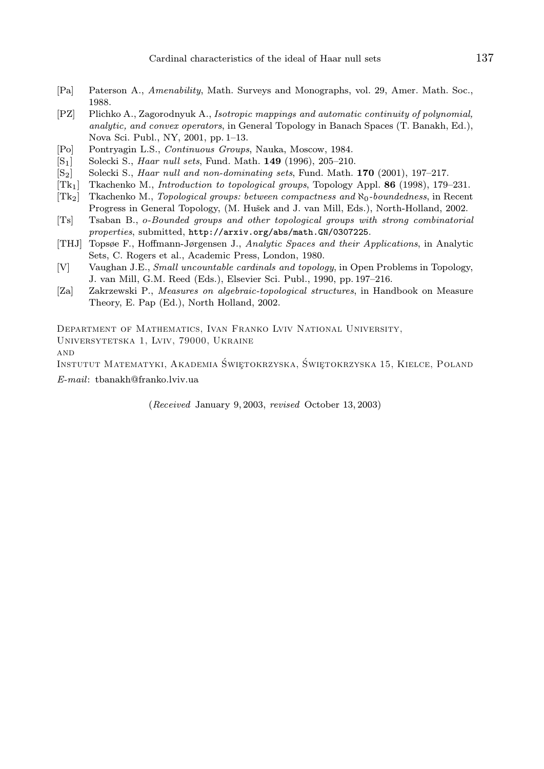[Pa] Paterson A., *Amenability*, Math. Surveys and Monographs, vol. 29, Amer. Math. Soc., 1988.

[PZ] Plichko A., Zagorodnyuk A., *Isotropic mappings and automatic continuity of polynomial, analytic, and convex operators*, in General Topology in Banach Spaces (T. Banakh, Ed.), Nova Sci. Publ., NY, 2001, pp. 1–13.

[Po] Pontryagin L.S., *Continuous Groups*, Nauka, Moscow, 1984.

[$S_1$] Solecki S., *Haar null sets*, Fund. Math. **149** (1996), 205–210.

[$S_2$] Solecki S., *Haar null and non-dominating sets*, Fund. Math. **170** (2001), 197–217.

[$Tk_1$] Tkachenko M., *Introduction to topological groups*, Topology Appl. **86** (1998), 179–231.

[$Tk_2$] Tkachenko M., *Topological groups: between compactness and $\aleph_0$-boundedness*, in Recent Progress in General Topology, (M. Hušek and J. van Mill, Eds.), North-Holland, 2002.

[Ts] Tsaban B., *o-Bounded groups and other topological groups with strong combinatorial properties*, submitted, http://arxiv.org/abs/math.GN/0307225.

[THJ] Topsøe F., Hoffmann-Jørgensen J., *Analytic Spaces and their Applications*, in Analytic Sets, C. Rogers et al., Academic Press, London, 1980.

[V] Vaughan J.E., *Small uncountable cardinals and topology*, in Open Problems in Topology, J. van Mill, G.M. Reed (Eds.), Elsevier Sci. Publ., 1990, pp. 197–216.

[Za] Zakrzewski P., *Measures on algebraic-topological structures*, in Handbook on Measure Theory, E. Pap (Ed.), North Holland, 2002.

Department of Mathematics, Ivan Franko Lviv National University, Universytetska 1, Lviv, 79000, Ukraine

and

Instutut Matematyki, Akademia Świętokrzyska, Świętokrzyska 15, Kielce, Poland

*E-mail*: tbanakh@franko.lviv.ua

(*Received* January 9, 2003, *revised* October 13, 2003)